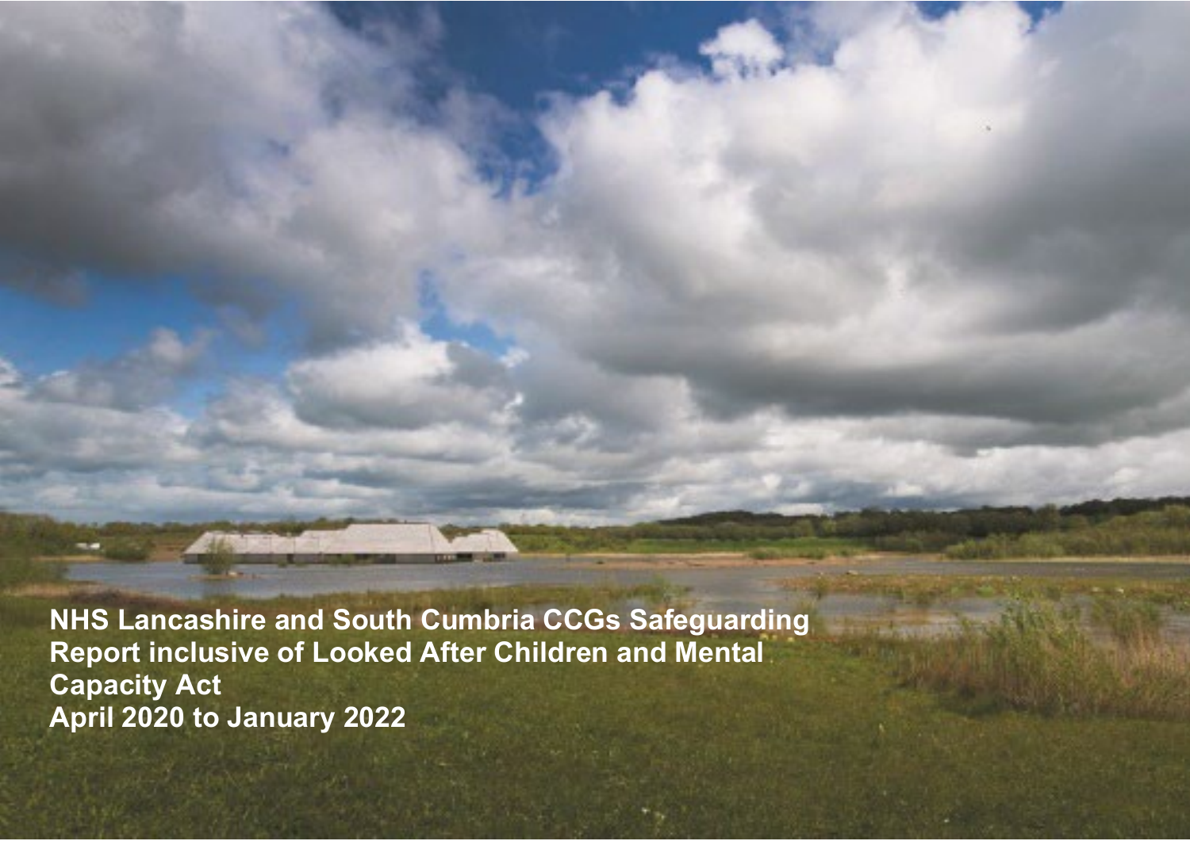# NHS Lancashire and South Cumbria CCGs Safeguarding Report inclusive of Looked After Children and Mental Capacity Act

# April 2020 to January 2022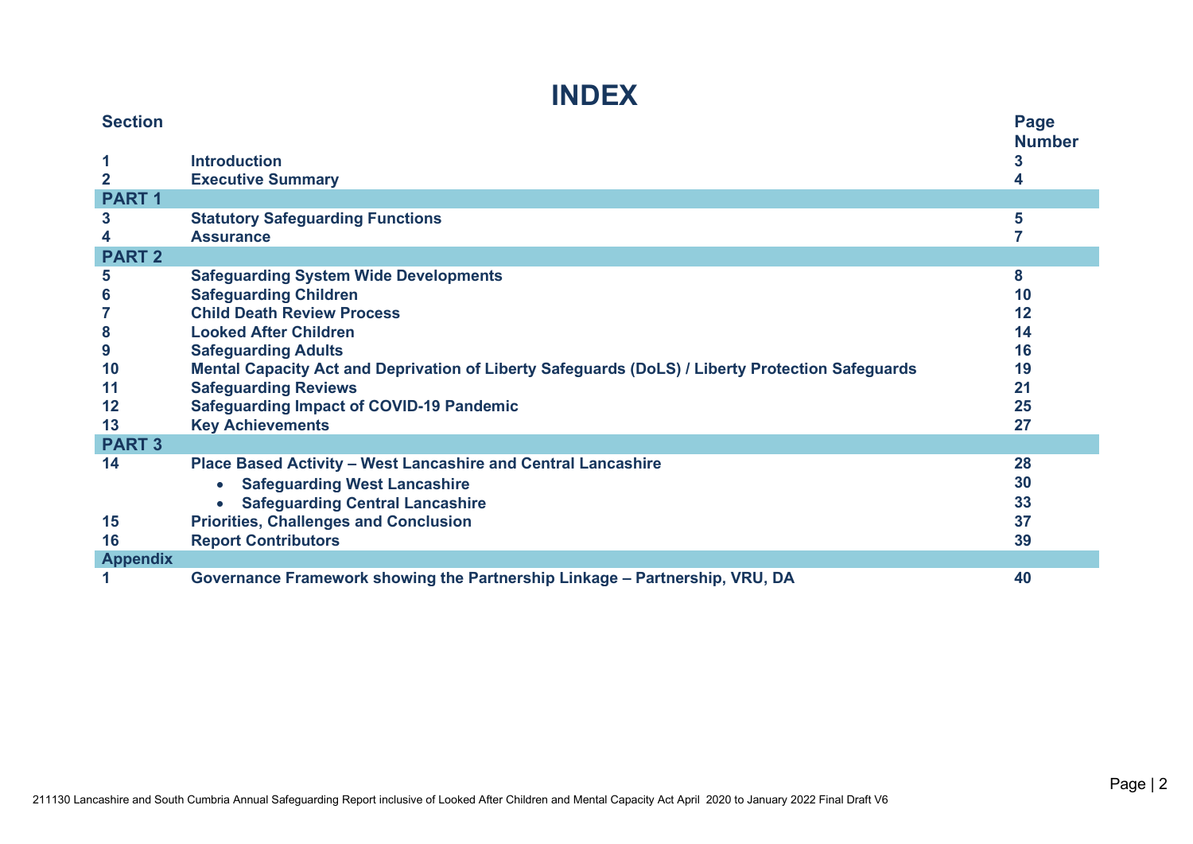# INDEX

| Section | | Page Number |
|---|---|---|
| 1 | **Introduction** | 3 |
| 2 | **Executive Summary** | 4 |
| **PART 1** | | |
| 3 | **Statutory Safeguarding Functions** | 5 |
| 4 | **Assurance** | 7 |
| **PART 2** | | |
| 5 | **Safeguarding System Wide Developments** | 8 |
| 6 | **Safeguarding Children** | 10 |
| 7 | **Child Death Review Process** | 12 |
| 8 | **Looked After Children** | 14 |
| 9 | **Safeguarding Adults** | 16 |
| 10 | **Mental Capacity Act and Deprivation of Liberty Safeguards (DoLS) / Liberty Protection Safeguards** | 19 |
| 11 | **Safeguarding Reviews** | 21 |
| 12 | **Safeguarding Impact of COVID-19 Pandemic** | 25 |
| 13 | **Key Achievements** | 27 |
| **PART 3** | | |
| 14 | **Place Based Activity – West Lancashire and Central Lancashire** | 28 |
| | • **Safeguarding West Lancashire** | 30 |
| | • **Safeguarding Central Lancashire** | 33 |
| 15 | **Priorities, Challenges and Conclusion** | 37 |
| 16 | **Report Contributors** | 39 |
| **Appendix** | | |
| 1 | **Governance Framework showing the Partnership Linkage – Partnership, VRU, DA** | 40 |

211130 Lancashire and South Cumbria Annual Safeguarding Report inclusive of Looked After Children and Mental Capacity Act April 2020 to January 2022 Final Draft V6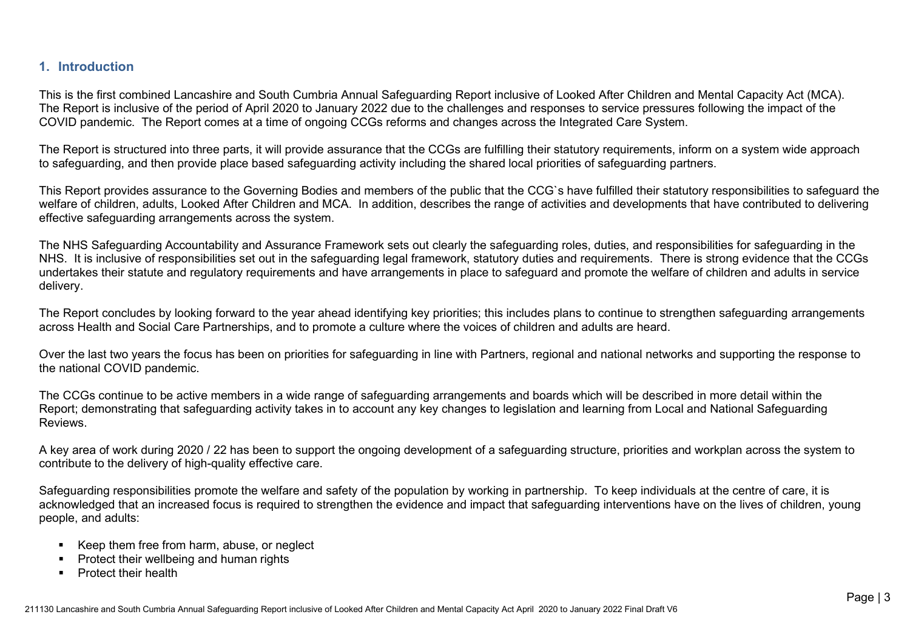## 1. Introduction

This is the first combined Lancashire and South Cumbria Annual Safeguarding Report inclusive of Looked After Children and Mental Capacity Act (MCA). The Report is inclusive of the period of April 2020 to January 2022 due to the challenges and responses to service pressures following the impact of the COVID pandemic. The Report comes at a time of ongoing CCGs reforms and changes across the Integrated Care System.

The Report is structured into three parts, it will provide assurance that the CCGs are fulfilling their statutory requirements, inform on a system wide approach to safeguarding, and then provide place based safeguarding activity including the shared local priorities of safeguarding partners.

This Report provides assurance to the Governing Bodies and members of the public that the CCG`s have fulfilled their statutory responsibilities to safeguard the welfare of children, adults, Looked After Children and MCA. In addition, describes the range of activities and developments that have contributed to delivering effective safeguarding arrangements across the system.

The NHS Safeguarding Accountability and Assurance Framework sets out clearly the safeguarding roles, duties, and responsibilities for safeguarding in the NHS. It is inclusive of responsibilities set out in the safeguarding legal framework, statutory duties and requirements. There is strong evidence that the CCGs undertakes their statute and regulatory requirements and have arrangements in place to safeguard and promote the welfare of children and adults in service delivery.

The Report concludes by looking forward to the year ahead identifying key priorities; this includes plans to continue to strengthen safeguarding arrangements across Health and Social Care Partnerships, and to promote a culture where the voices of children and adults are heard.

Over the last two years the focus has been on priorities for safeguarding in line with Partners, regional and national networks and supporting the response to the national COVID pandemic.

The CCGs continue to be active members in a wide range of safeguarding arrangements and boards which will be described in more detail within the Report; demonstrating that safeguarding activity takes in to account any key changes to legislation and learning from Local and National Safeguarding Reviews.

A key area of work during 2020 / 22 has been to support the ongoing development of a safeguarding structure, priorities and workplan across the system to contribute to the delivery of high-quality effective care.

Safeguarding responsibilities promote the welfare and safety of the population by working in partnership. To keep individuals at the centre of care, it is acknowledged that an increased focus is required to strengthen the evidence and impact that safeguarding interventions have on the lives of children, young people, and adults:

- Keep them free from harm, abuse, or neglect
- Protect their wellbeing and human rights
- Protect their health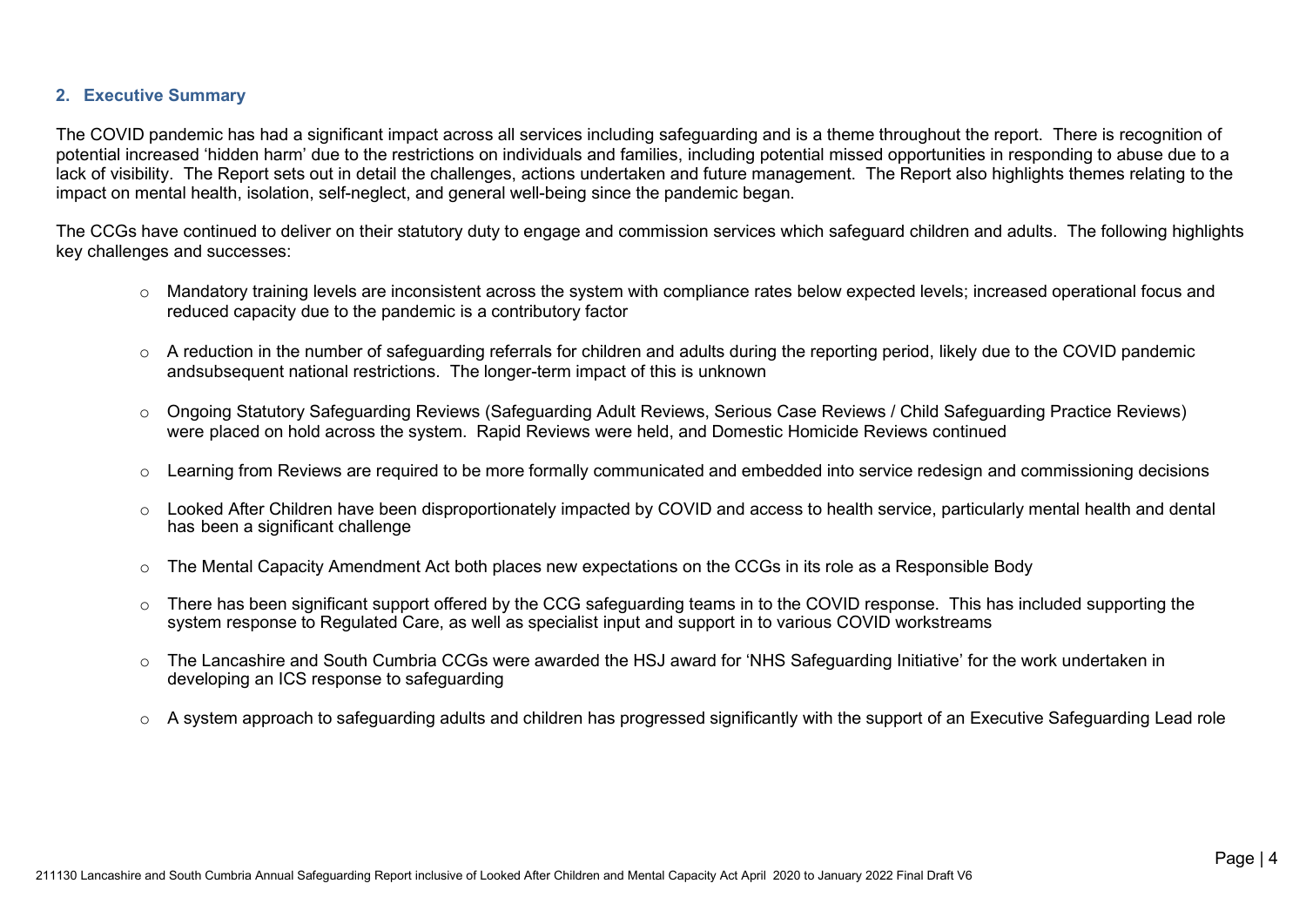## 2. Executive Summary

The COVID pandemic has had a significant impact across all services including safeguarding and is a theme throughout the report. There is recognition of potential increased 'hidden harm' due to the restrictions on individuals and families, including potential missed opportunities in responding to abuse due to a lack of visibility. The Report sets out in detail the challenges, actions undertaken and future management. The Report also highlights themes relating to the impact on mental health, isolation, self-neglect, and general well-being since the pandemic began.

The CCGs have continued to deliver on their statutory duty to engage and commission services which safeguard children and adults. The following highlights key challenges and successes:

- Mandatory training levels are inconsistent across the system with compliance rates below expected levels; increased operational focus and reduced capacity due to the pandemic is a contributory factor
- A reduction in the number of safeguarding referrals for children and adults during the reporting period, likely due to the COVID pandemic andsubsequent national restrictions. The longer-term impact of this is unknown
- Ongoing Statutory Safeguarding Reviews (Safeguarding Adult Reviews, Serious Case Reviews / Child Safeguarding Practice Reviews) were placed on hold across the system. Rapid Reviews were held, and Domestic Homicide Reviews continued
- Learning from Reviews are required to be more formally communicated and embedded into service redesign and commissioning decisions
- Looked After Children have been disproportionately impacted by COVID and access to health service, particularly mental health and dental has been a significant challenge
- The Mental Capacity Amendment Act both places new expectations on the CCGs in its role as a Responsible Body
- There has been significant support offered by the CCG safeguarding teams in to the COVID response. This has included supporting the system response to Regulated Care, as well as specialist input and support in to various COVID workstreams
- The Lancashire and South Cumbria CCGs were awarded the HSJ award for 'NHS Safeguarding Initiative' for the work undertaken in developing an ICS response to safeguarding
- A system approach to safeguarding adults and children has progressed significantly with the support of an Executive Safeguarding Lead role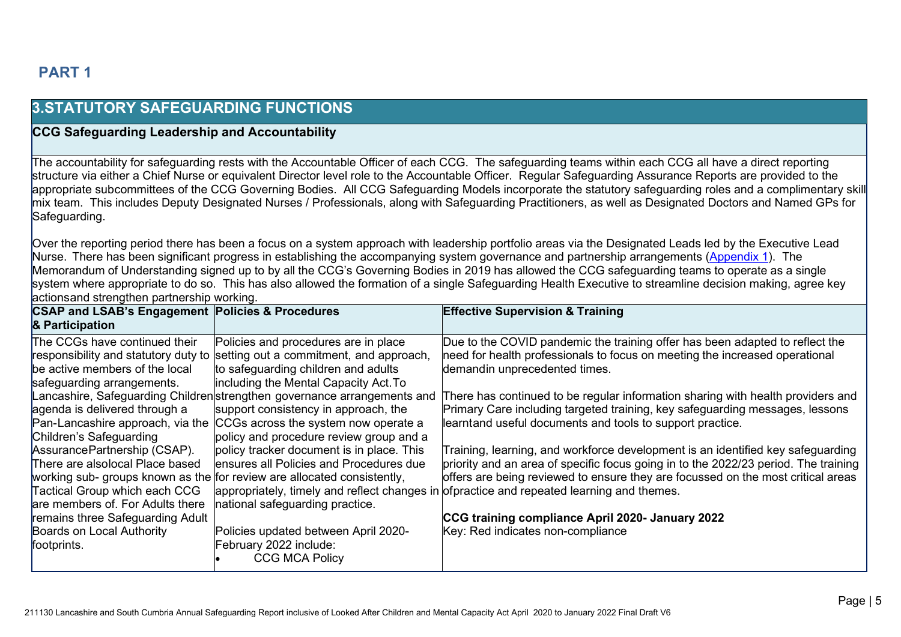## PART 1

## 3.STATUTORY SAFEGUARDING FUNCTIONS

### CCG Safeguarding Leadership and Accountability

The accountability for safeguarding rests with the Accountable Officer of each CCG. The safeguarding teams within each CCG all have a direct reporting structure via either a Chief Nurse or equivalent Director level role to the Accountable Officer. Regular Safeguarding Assurance Reports are provided to the appropriate subcommittees of the CCG Governing Bodies. All CCG Safeguarding Models incorporate the statutory safeguarding roles and a complimentary skill mix team. This includes Deputy Designated Nurses / Professionals, along with Safeguarding Practitioners, as well as Designated Doctors and Named GPs for Safeguarding.

Over the reporting period there has been a focus on a system approach with leadership portfolio areas via the Designated Leads led by the Executive Lead Nurse. There has been significant progress in establishing the accompanying system governance and partnership arrangements (Appendix 1). The Memorandum of Understanding signed up to by all the CCG's Governing Bodies in 2019 has allowed the CCG safeguarding teams to operate as a single system where appropriate to do so. This has also allowed the formation of a single Safeguarding Health Executive to streamline decision making, agree key actionsand strengthen partnership working.

| CSAP and LSAB's Engagement & Participation | Policies & Procedures | Effective Supervision & Training |
|---|---|---|
| The CCGs have continued their responsibility and statutory duty to be active members of the local safeguarding arrangements. Lancashire, Safeguarding Children agenda is delivered through a Pan-Lancashire approach, via the Children's Safeguarding AssurancePartnership (CSAP). There are alsolocal Place based working sub- groups known as the Tactical Group which each CCG are members of. For Adults there remains three Safeguarding Adult Boards on Local Authority footprints. | Policies and procedures are in place setting out a commitment, and approach, to safeguarding children and adults including the Mental Capacity Act.To strengthen governance arrangements and support consistency in approach, the CCGs across the system now operate a policy and procedure review group and a policy tracker document is in place. This ensures all Policies and Procedures due for review are allocated consistently, appropriately, timely and reflect changes in national safeguarding practice.<br><br>Policies updated between April 2020-February 2022 include:<br>• CCG MCA Policy | Due to the COVID pandemic the training offer has been adapted to reflect the need for health professionals to focus on meeting the increased operational demandin unprecedented times.<br><br>There has continued to be regular information sharing with health providers and Primary Care including targeted training, key safeguarding messages, lessons learntand useful documents and tools to support practice.<br><br>Training, learning, and workforce development is an identified key safeguarding priority and an area of specific focus going in to the 2022/23 period. The training offers are being reviewed to ensure they are focussed on the most critical areas ofpractice and repeated learning and themes.<br><br>**CCG training compliance April 2020- January 2022**<br>Key: Red indicates non-compliance |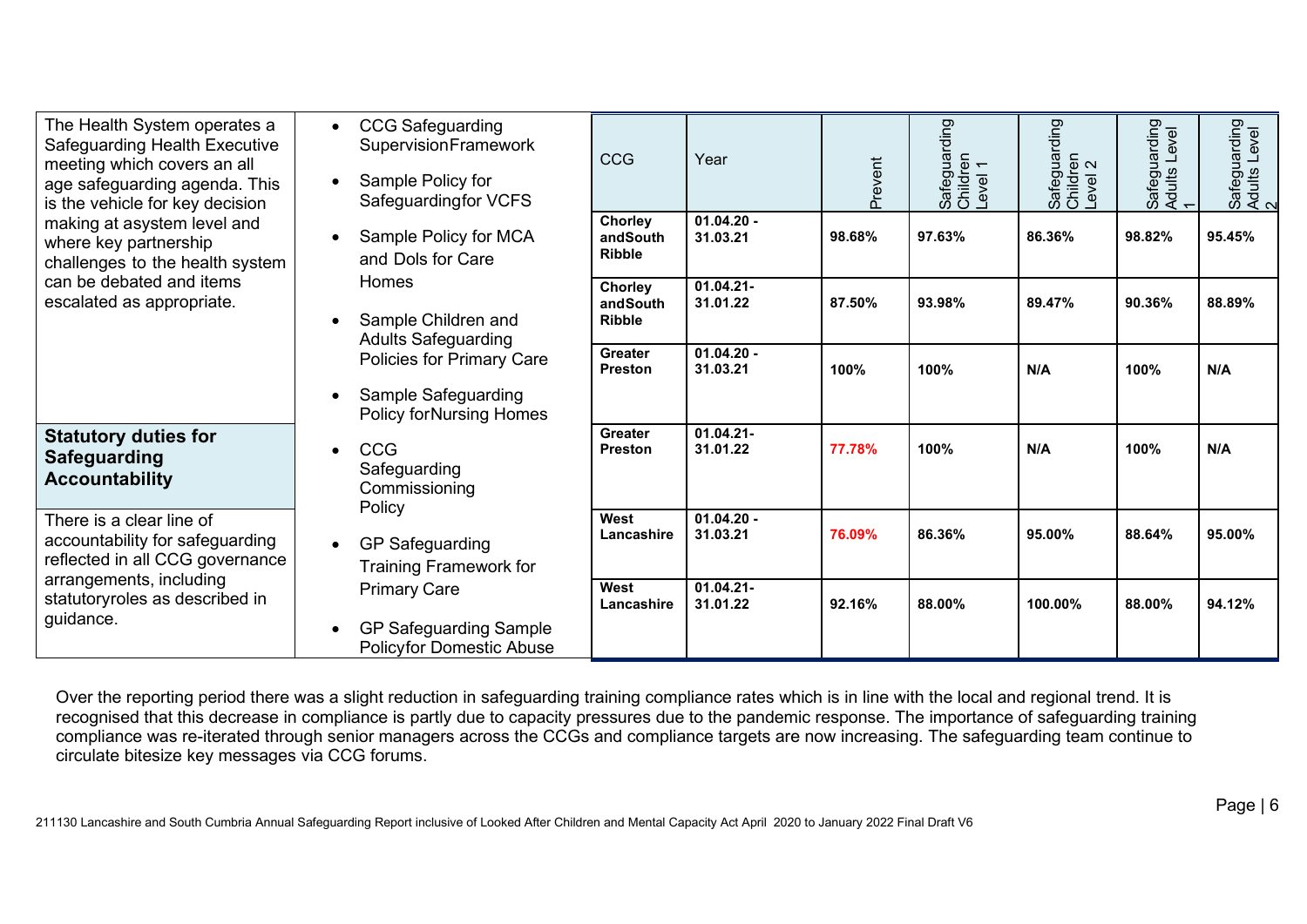The Health System operates a Safeguarding Health Executive meeting which covers an all age safeguarding agenda. This is the vehicle for key decision making at asystem level and where key partnership challenges to the health system can be debated and items escalated as appropriate.

- CCG Safeguarding SupervisionFramework
- Sample Policy for Safeguardingfor VCFS
- Sample Policy for MCA and Dols for Care Homes
- Sample Children and Adults Safeguarding Policies for Primary Care
- Sample Safeguarding Policy forNursing Homes
- CCG Safeguarding Commissioning Policy
- GP Safeguarding Training Framework for Primary Care
- GP Safeguarding Sample Policyfor Domestic Abuse

| CCG | Year | Prevent | Safeguarding Children Level 1 | Safeguarding Children Level 2 | Safeguarding Adults Level 1 | Safeguarding Adults Level 2 |
|---|---|---|---|---|---|---|
| **Chorley andSouth Ribble** | **01.04.20 - 31.03.21** | **98.68%** | **97.63%** | **86.36%** | **98.82%** | **95.45%** |
| **Chorley andSouth Ribble** | **01.04.21- 31.01.22** | **87.50%** | **93.98%** | **89.47%** | **90.36%** | **88.89%** |
| **Greater Preston** | **01.04.20 - 31.03.21** | **100%** | **100%** | **N/A** | **100%** | **N/A** |
| **Greater Preston** | **01.04.21- 31.01.22** | **77.78%** | **100%** | **N/A** | **100%** | **N/A** |
| **West Lancashire** | **01.04.20 - 31.03.21** | **76.09%** | **86.36%** | **95.00%** | **88.64%** | **95.00%** |
| **West Lancashire** | **01.04.21- 31.01.22** | **92.16%** | **88.00%** | **100.00%** | **88.00%** | **94.12%** |

## Statutory duties for Safeguarding Accountability

There is a clear line of accountability for safeguarding reflected in all CCG governance arrangements, including statutoryroles as described in guidance.

Over the reporting period there was a slight reduction in safeguarding training compliance rates which is in line with the local and regional trend. It is recognised that this decrease in compliance is partly due to capacity pressures due to the pandemic response. The importance of safeguarding training compliance was re-iterated through senior managers across the CCGs and compliance targets are now increasing. The safeguarding team continue to circulate bitesize key messages via CCG forums.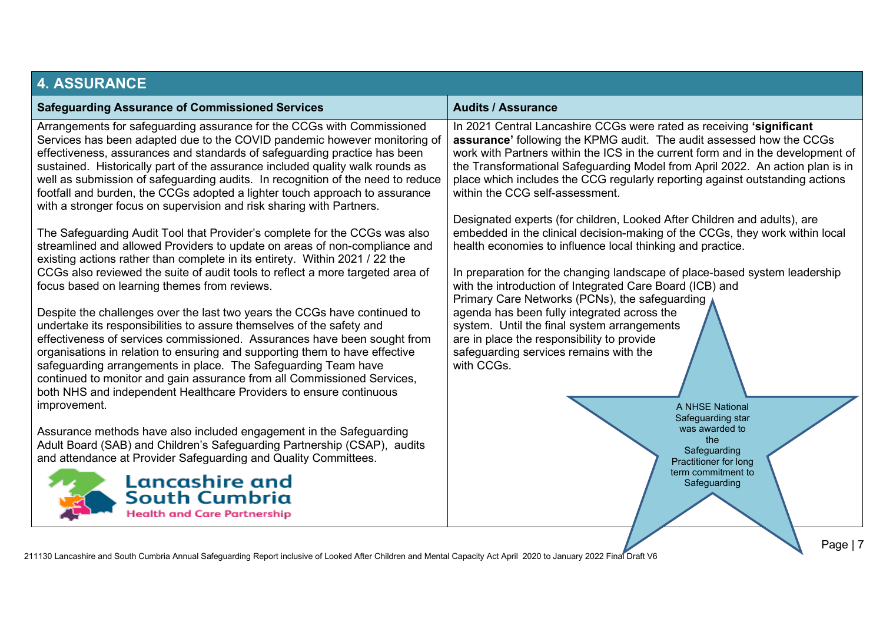## 4. ASSURANCE

### Safeguarding Assurance of Commissioned Services

Arrangements for safeguarding assurance for the CCGs with Commissioned Services has been adapted due to the COVID pandemic however monitoring of effectiveness, assurances and standards of safeguarding practice has been sustained. Historically part of the assurance included quality walk rounds as well as submission of safeguarding audits. In recognition of the need to reduce footfall and burden, the CCGs adopted a lighter touch approach to assurance with a stronger focus on supervision and risk sharing with Partners.

The Safeguarding Audit Tool that Provider's complete for the CCGs was also streamlined and allowed Providers to update on areas of non-compliance and existing actions rather than complete in its entirety. Within 2021 / 22 the CCGs also reviewed the suite of audit tools to reflect a more targeted area of focus based on learning themes from reviews.

Despite the challenges over the last two years the CCGs have continued to undertake its responsibilities to assure themselves of the safety and effectiveness of services commissioned. Assurances have been sought from organisations in relation to ensuring and supporting them to have effective safeguarding arrangements in place. The Safeguarding Team have continued to monitor and gain assurance from all Commissioned Services, both NHS and independent Healthcare Providers to ensure continuous improvement.

Assurance methods have also included engagement in the Safeguarding Adult Board (SAB) and Children's Safeguarding Partnership (CSAP), audits and attendance at Provider Safeguarding and Quality Committees.

Lancashire and South Cumbria Health and Care Partnership

### Audits / Assurance

In 2021 Central Lancashire CCGs were rated as receiving **'significant assurance'** following the KPMG audit. The audit assessed how the CCGs work with Partners within the ICS in the current form and in the development of the Transformational Safeguarding Model from April 2022. An action plan is in place which includes the CCG regularly reporting against outstanding actions within the CCG self-assessment.

Designated experts (for children, Looked After Children and adults), are embedded in the clinical decision-making of the CCGs, they work within local health economies to influence local thinking and practice.

In preparation for the changing landscape of place-based system leadership with the introduction of Integrated Care Board (ICB) and Primary Care Networks (PCNs), the safeguarding agenda has been fully integrated across the system. Until the final system arrangements are in place the responsibility to provide safeguarding services remains with the with CCGs.

A NHSE National Safeguarding star was awarded to the Safeguarding Practitioner for long term commitment to Safeguarding

211130 Lancashire and South Cumbria Annual Safeguarding Report inclusive of Looked After Children and Mental Capacity Act April 2020 to January 2022 Final Draft V6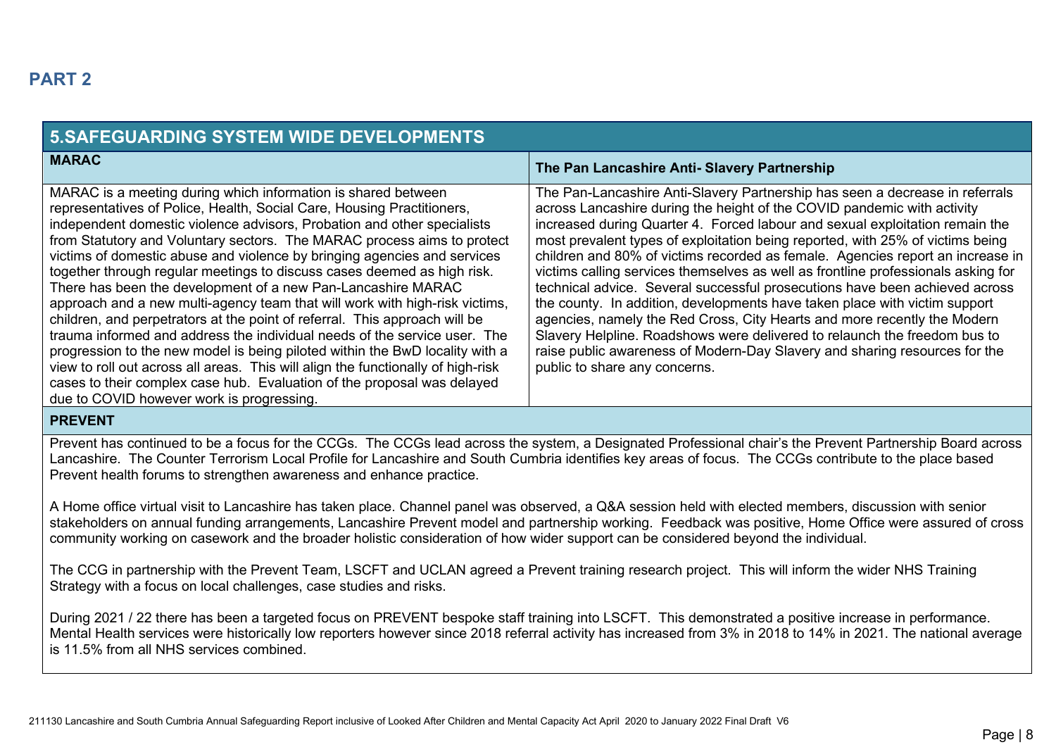## PART 2

## 5.SAFEGUARDING SYSTEM WIDE DEVELOPMENTS

| MARAC | The Pan Lancashire Anti- Slavery Partnership |
|---|---|
| MARAC is a meeting during which information is shared between representatives of Police, Health, Social Care, Housing Practitioners, independent domestic violence advisors, Probation and other specialists from Statutory and Voluntary sectors. The MARAC process aims to protect victims of domestic abuse and violence by bringing agencies and services together through regular meetings to discuss cases deemed as high risk. There has been the development of a new Pan-Lancashire MARAC approach and a new multi-agency team that will work with high-risk victims, children, and perpetrators at the point of referral. This approach will be trauma informed and address the individual needs of the service user. The progression to the new model is being piloted within the BwD locality with a view to roll out across all areas. This will align the functionally of high-risk cases to their complex case hub. Evaluation of the proposal was delayed due to COVID however work is progressing. | The Pan-Lancashire Anti-Slavery Partnership has seen a decrease in referrals across Lancashire during the height of the COVID pandemic with activity increased during Quarter 4. Forced labour and sexual exploitation remain the most prevalent types of exploitation being reported, with 25% of victims being children and 80% of victims recorded as female. Agencies report an increase in victims calling services themselves as well as frontline professionals asking for technical advice. Several successful prosecutions have been achieved across the county. In addition, developments have taken place with victim support agencies, namely the Red Cross, City Hearts and more recently the Modern Slavery Helpline. Roadshows were delivered to relaunch the freedom bus to raise public awareness of Modern-Day Slavery and sharing resources for the public to share any concerns. |

**PREVENT**

Prevent has continued to be a focus for the CCGs. The CCGs lead across the system, a Designated Professional chair's the Prevent Partnership Board across Lancashire. The Counter Terrorism Local Profile for Lancashire and South Cumbria identifies key areas of focus. The CCGs contribute to the place based Prevent health forums to strengthen awareness and enhance practice.

A Home office virtual visit to Lancashire has taken place. Channel panel was observed, a Q&A session held with elected members, discussion with senior stakeholders on annual funding arrangements, Lancashire Prevent model and partnership working. Feedback was positive, Home Office were assured of cross community working on casework and the broader holistic consideration of how wider support can be considered beyond the individual.

The CCG in partnership with the Prevent Team, LSCFT and UCLAN agreed a Prevent training research project. This will inform the wider NHS Training Strategy with a focus on local challenges, case studies and risks.

During 2021 / 22 there has been a targeted focus on PREVENT bespoke staff training into LSCFT. This demonstrated a positive increase in performance. Mental Health services were historically low reporters however since 2018 referral activity has increased from 3% in 2018 to 14% in 2021. The national average is 11.5% from all NHS services combined.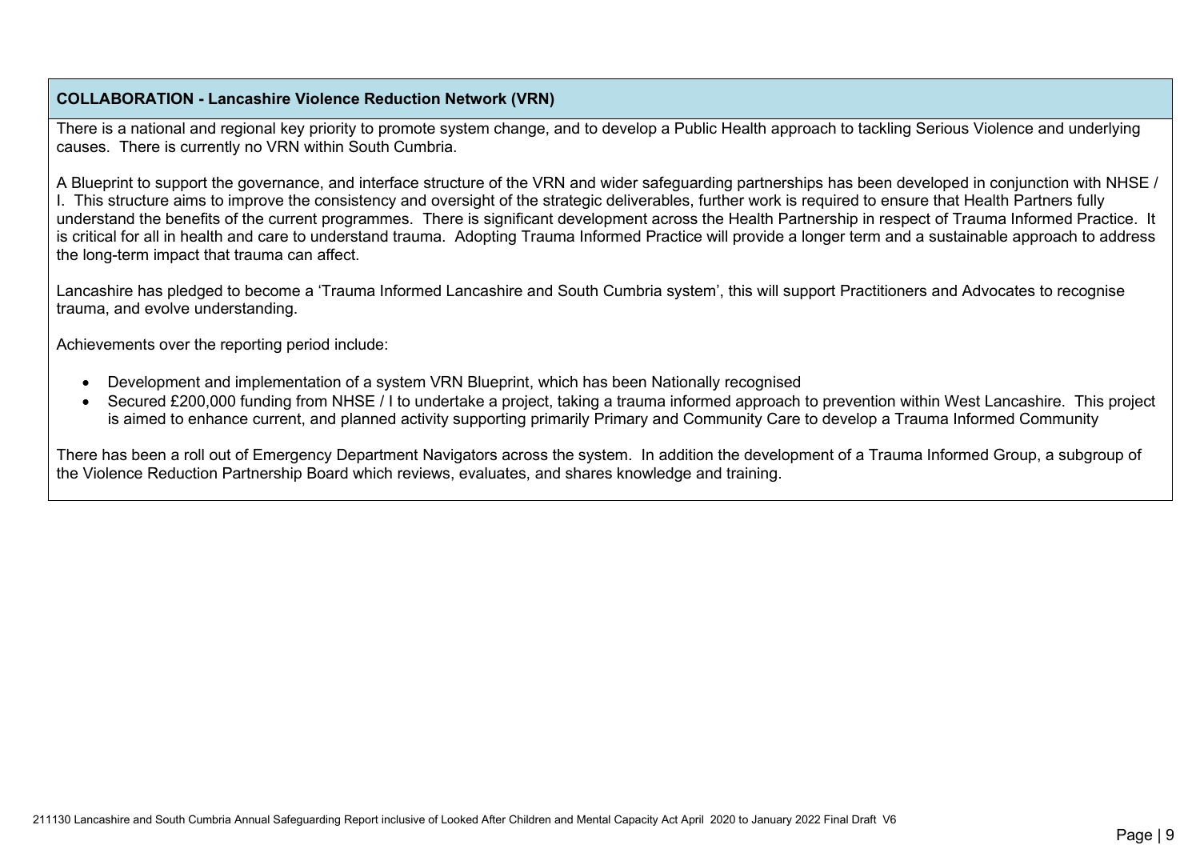**COLLABORATION - Lancashire Violence Reduction Network (VRN)**

There is a national and regional key priority to promote system change, and to develop a Public Health approach to tackling Serious Violence and underlying causes. There is currently no VRN within South Cumbria.

A Blueprint to support the governance, and interface structure of the VRN and wider safeguarding partnerships has been developed in conjunction with NHSE / I. This structure aims to improve the consistency and oversight of the strategic deliverables, further work is required to ensure that Health Partners fully understand the benefits of the current programmes. There is significant development across the Health Partnership in respect of Trauma Informed Practice. It is critical for all in health and care to understand trauma. Adopting Trauma Informed Practice will provide a longer term and a sustainable approach to address the long-term impact that trauma can affect.

Lancashire has pledged to become a 'Trauma Informed Lancashire and South Cumbria system', this will support Practitioners and Advocates to recognise trauma, and evolve understanding.

Achievements over the reporting period include:

- Development and implementation of a system VRN Blueprint, which has been Nationally recognised
- Secured £200,000 funding from NHSE / I to undertake a project, taking a trauma informed approach to prevention within West Lancashire. This project is aimed to enhance current, and planned activity supporting primarily Primary and Community Care to develop a Trauma Informed Community

There has been a roll out of Emergency Department Navigators across the system. In addition the development of a Trauma Informed Group, a subgroup of the Violence Reduction Partnership Board which reviews, evaluates, and shares knowledge and training.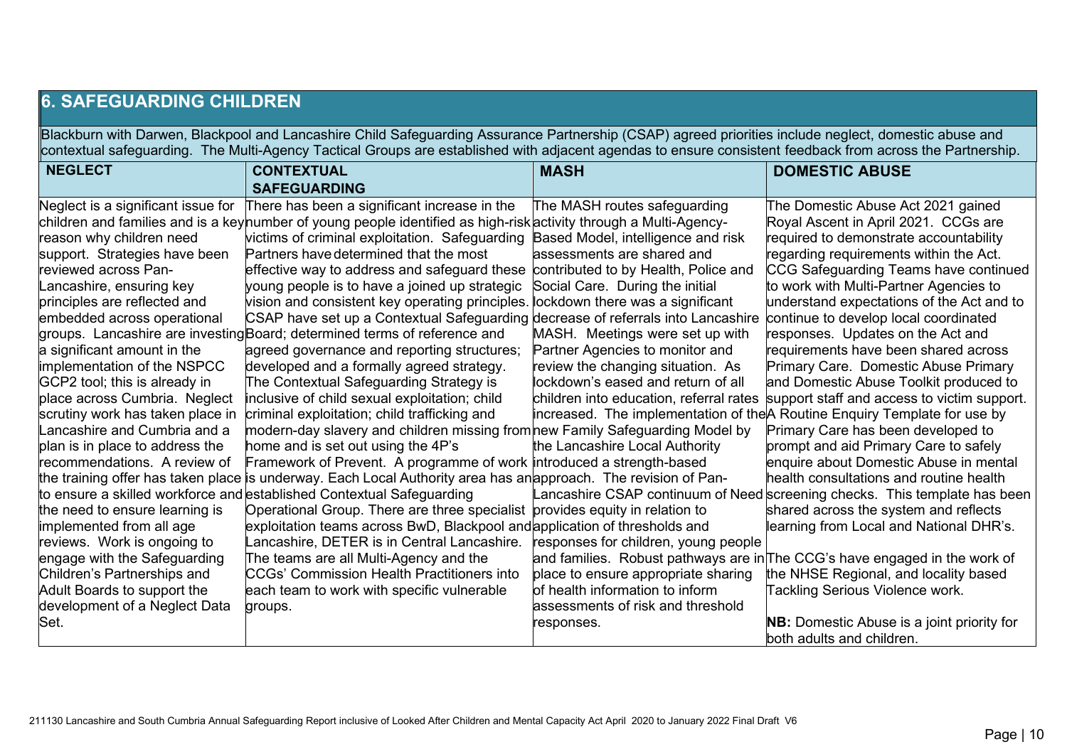## 6. SAFEGUARDING CHILDREN

Blackburn with Darwen, Blackpool and Lancashire Child Safeguarding Assurance Partnership (CSAP) agreed priorities include neglect, domestic abuse and contextual safeguarding. The Multi-Agency Tactical Groups are established with adjacent agendas to ensure consistent feedback from across the Partnership.

| NEGLECT | CONTEXTUAL SAFEGUARDING | MASH | DOMESTIC ABUSE |
|---|---|---|---|
| Neglect is a significant issue for children and families and is a key reason why children need support. Strategies have been reviewed across Pan-Lancashire, ensuring key principles are reflected and embedded across operational groups. Lancashire are investing a significant amount in the implementation of the NSPCC GCP2 tool; this is already in place across Cumbria. Neglect scrutiny work has taken place in Lancashire and Cumbria and a plan is in place to address the recommendations. A review of the training offer has taken place to ensure a skilled workforce and the need to ensure learning is implemented from all age reviews. Work is ongoing to engage with the Safeguarding Children's Partnerships and Adult Boards to support the development of a Neglect Data Set. | There has been a significant increase in the number of young people identified as high-risk victims of criminal exploitation. Safeguarding Partners have determined that the most effective way to address and safeguard these young people is to have a joined up strategic vision and consistent key operating principles. CSAP have set up a Contextual Safeguarding Board; determined terms of reference and agreed governance and reporting structures; developed and a formally agreed strategy. The Contextual Safeguarding Strategy is inclusive of child sexual exploitation; child criminal exploitation; child trafficking and modern-day slavery and children missing from home and is set out using the 4P's Framework of Prevent. A programme of work is underway. Each Local Authority area has an established Contextual Safeguarding Operational Group. There are three specialist exploitation teams across BwD, Blackpool and Lancashire, DETER is in Central Lancashire. The teams are all Multi-Agency and the CCGs' Commission Health Practitioners into each team to work with specific vulnerable groups. | The MASH routes safeguarding activity through a Multi-Agency-Based Model, intelligence and risk assessments are shared and contributed to by Health, Police and Social Care. During the initial lockdown there was a significant decrease of referrals into Lancashire MASH. Meetings were set up with Partner Agencies to monitor and review the changing situation. As lockdown's eased and return of all children into education, referral rates increased. The implementation of the new Family Safeguarding Model by the Lancashire Local Authority introduced a strength-based approach. The revision of Pan-Lancashire CSAP continuum of Need provides equity in relation to application of thresholds and responses for children, young people and families. Robust pathways are in place to ensure appropriate sharing of health information to inform assessments of risk and threshold responses. | The Domestic Abuse Act 2021 gained Royal Ascent in April 2021. CCGs are required to demonstrate accountability regarding requirements within the Act. CCG Safeguarding Teams have continued to work with Multi-Partner Agencies to understand expectations of the Act and to continue to develop local coordinated responses. Updates on the Act and requirements have been shared across Primary Care. Domestic Abuse Primary and Domestic Abuse Toolkit produced to support staff and access to victim support. A Routine Enquiry Template for use by Primary Care has been developed to prompt and aid Primary Care to safely enquire about Domestic Abuse in mental health consultations and routine health screening checks. This template has been shared across the system and reflects learning from Local and National DHR's.<br><br>The CCG's have engaged in the work of the NHSE Regional, and locality based Tackling Serious Violence work.<br><br>**NB:** Domestic Abuse is a joint priority for both adults and children. |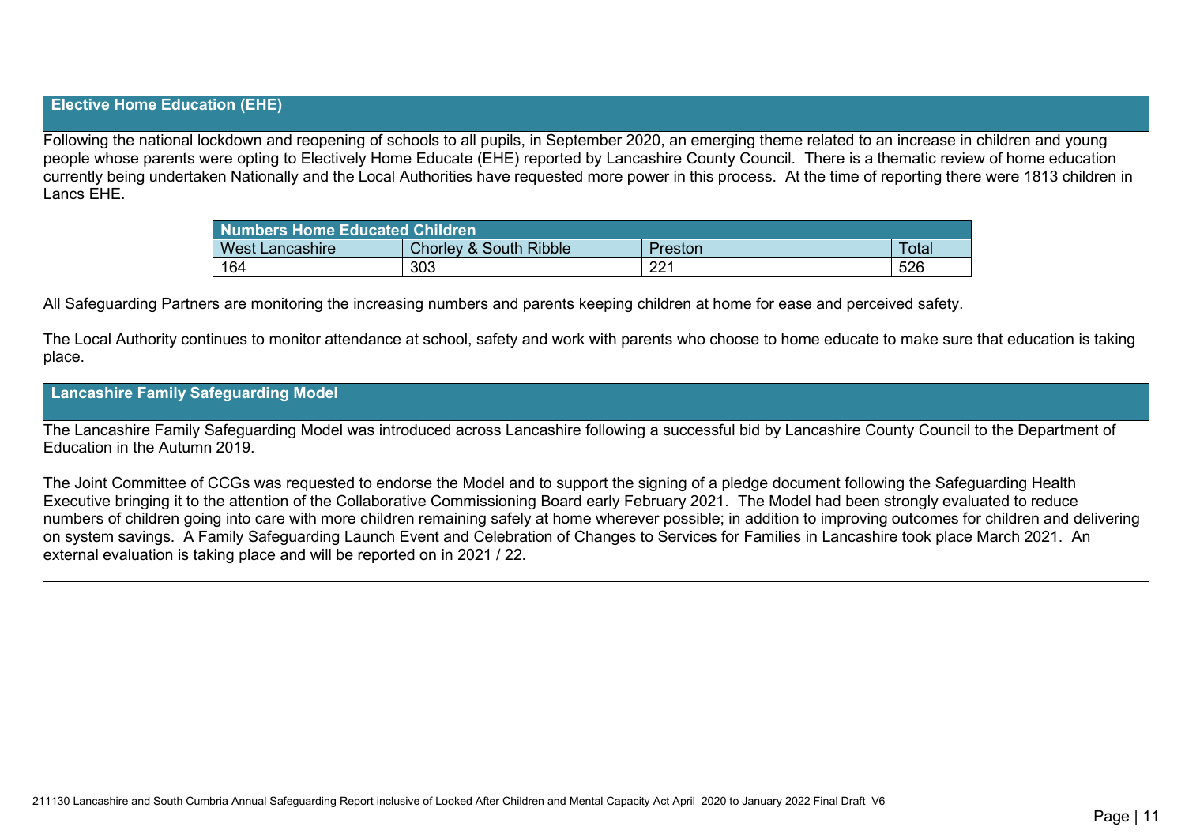## Elective Home Education (EHE)

Following the national lockdown and reopening of schools to all pupils, in September 2020, an emerging theme related to an increase in children and young people whose parents were opting to Electively Home Educate (EHE) reported by Lancashire County Council. There is a thematic review of home education currently being undertaken Nationally and the Local Authorities have requested more power in this process. At the time of reporting there were 1813 children in Lancs EHE.

| Numbers Home Educated Children | | | |
|---|---|---|---|
| West Lancashire | Chorley & South Ribble | Preston | Total |
| 164 | 303 | 221 | 526 |

All Safeguarding Partners are monitoring the increasing numbers and parents keeping children at home for ease and perceived safety.

The Local Authority continues to monitor attendance at school, safety and work with parents who choose to home educate to make sure that education is taking place.

## Lancashire Family Safeguarding Model

The Lancashire Family Safeguarding Model was introduced across Lancashire following a successful bid by Lancashire County Council to the Department of Education in the Autumn 2019.

The Joint Committee of CCGs was requested to endorse the Model and to support the signing of a pledge document following the Safeguarding Health Executive bringing it to the attention of the Collaborative Commissioning Board early February 2021. The Model had been strongly evaluated to reduce numbers of children going into care with more children remaining safely at home wherever possible; in addition to improving outcomes for children and delivering on system savings. A Family Safeguarding Launch Event and Celebration of Changes to Services for Families in Lancashire took place March 2021. An external evaluation is taking place and will be reported on in 2021 / 22.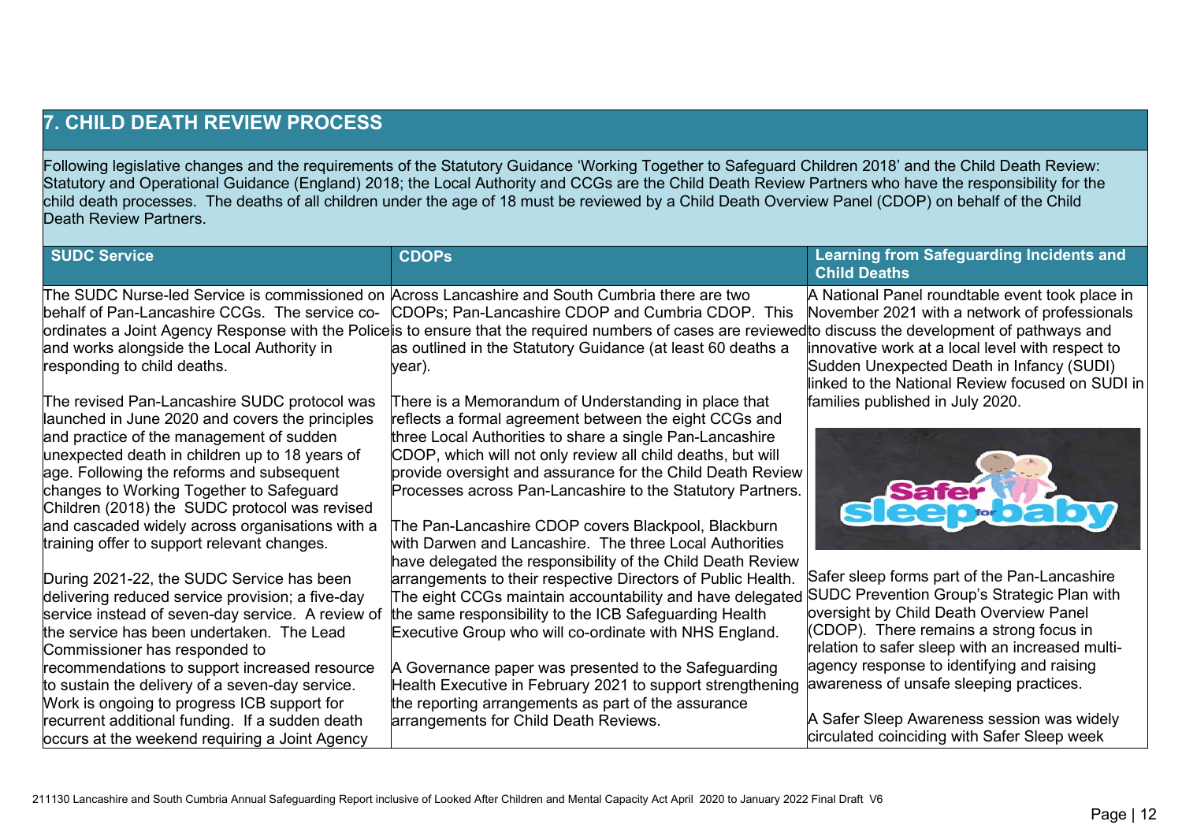## 7. CHILD DEATH REVIEW PROCESS

Following legislative changes and the requirements of the Statutory Guidance 'Working Together to Safeguard Children 2018' and the Child Death Review: Statutory and Operational Guidance (England) 2018; the Local Authority and CCGs are the Child Death Review Partners who have the responsibility for the child death processes. The deaths of all children under the age of 18 must be reviewed by a Child Death Overview Panel (CDOP) on behalf of the Child Death Review Partners.

| SUDC Service | CDOPs | Learning from Safeguarding Incidents and Child Deaths |
|---|---|---|
| The SUDC Nurse-led Service is commissioned on behalf of Pan-Lancashire CCGs. The service co-ordinates a Joint Agency Response with the Police and works alongside the Local Authority in responding to child deaths.<br><br>The revised Pan-Lancashire SUDC protocol was launched in June 2020 and covers the principles and practice of the management of sudden unexpected death in children up to 18 years of age. Following the reforms and subsequent changes to Working Together to Safeguard Children (2018) the SUDC protocol was revised and cascaded widely across organisations with a training offer to support relevant changes.<br><br>During 2021-22, the SUDC Service has been delivering reduced service provision; a five-day service instead of seven-day service. A review of the service has been undertaken. The Lead Commissioner has responded to recommendations to support increased resource to sustain the delivery of a seven-day service. Work is ongoing to progress ICB support for recurrent additional funding. If a sudden death occurs at the weekend requiring a Joint Agency | Across Lancashire and South Cumbria there are two CDOPs; Pan-Lancashire CDOP and Cumbria CDOP. This is to ensure that the required numbers of cases are reviewed as outlined in the Statutory Guidance (at least 60 deaths a year).<br><br>There is a Memorandum of Understanding in place that reflects a formal agreement between the eight CCGs and three Local Authorities to share a single Pan-Lancashire CDOP, which will not only review all child deaths, but will provide oversight and assurance for the Child Death Review Processes across Pan-Lancashire to the Statutory Partners.<br><br>The Pan-Lancashire CDOP covers Blackpool, Blackburn with Darwen and Lancashire. The three Local Authorities have delegated the responsibility of the Child Death Review arrangements to their respective Directors of Public Health. The eight CCGs maintain accountability and have delegated the same responsibility to the ICB Safeguarding Health Executive Group who will co-ordinate with NHS England.<br><br>A Governance paper was presented to the Safeguarding Health Executive in February 2021 to support strengthening the reporting arrangements as part of the assurance arrangements for Child Death Reviews. | A National Panel roundtable event took place in November 2021 with a network of professionals to discuss the development of pathways and innovative work at a local level with respect to Sudden Unexpected Death in Infancy (SUDI) linked to the National Review focused on SUDI in families published in July 2020.<br><br>Safer sleep for baby<br><br>Safer sleep forms part of the Pan-Lancashire SUDC Prevention Group's Strategic Plan with oversight by Child Death Overview Panel (CDOP). There remains a strong focus in relation to safer sleep with an increased multi-agency response to identifying and raising awareness of unsafe sleeping practices.<br><br>A Safer Sleep Awareness session was widely circulated coinciding with Safer Sleep week |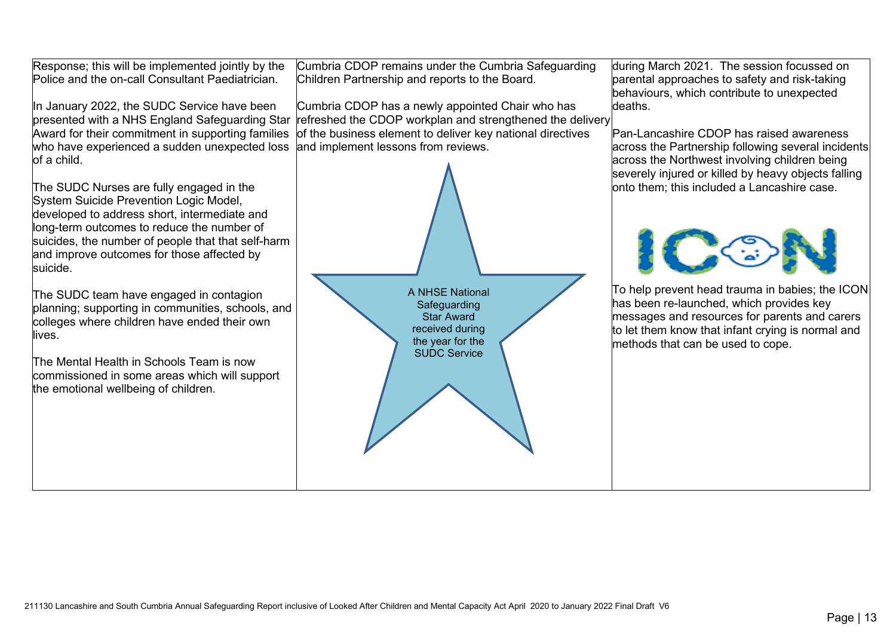| | | |
|---|---|---|
| Response; this will be implemented jointly by the Police and the on-call Consultant Paediatrician.<br><br>In January 2022, the SUDC Service have been presented with a NHS England Safeguarding Star Award for their commitment in supporting families who have experienced a sudden unexpected loss of a child.<br><br>The SUDC Nurses are fully engaged in the System Suicide Prevention Logic Model, developed to address short, intermediate and long-term outcomes to reduce the number of suicides, the number of people that that self-harm and improve outcomes for those affected by suicide.<br><br>The SUDC team have engaged in contagion planning; supporting in communities, schools, and colleges where children have ended their own lives.<br><br>The Mental Health in Schools Team is now commissioned in some areas which will support the emotional wellbeing of children. | Cumbria CDOP remains under the Cumbria Safeguarding Children Partnership and reports to the Board.<br><br>Cumbria CDOP has a newly appointed Chair who has refreshed the CDOP workplan and strengthened the delivery of the business element to deliver key national directives and implement lessons from reviews.<br><br>A NHSE National Safeguarding Star Award received during the year for the SUDC Service | during March 2021. The session focussed on parental approaches to safety and risk-taking behaviours, which contribute to unexpected deaths.<br><br>Pan-Lancashire CDOP has raised awareness across the Partnership following several incidents across the Northwest involving children being severely injured or killed by heavy objects falling onto them; this included a Lancashire case.<br><br>ICON<br><br>To help prevent head trauma in babies; the ICON has been re-launched, which provides key messages and resources for parents and carers to let them know that infant crying is normal and methods that can be used to cope. |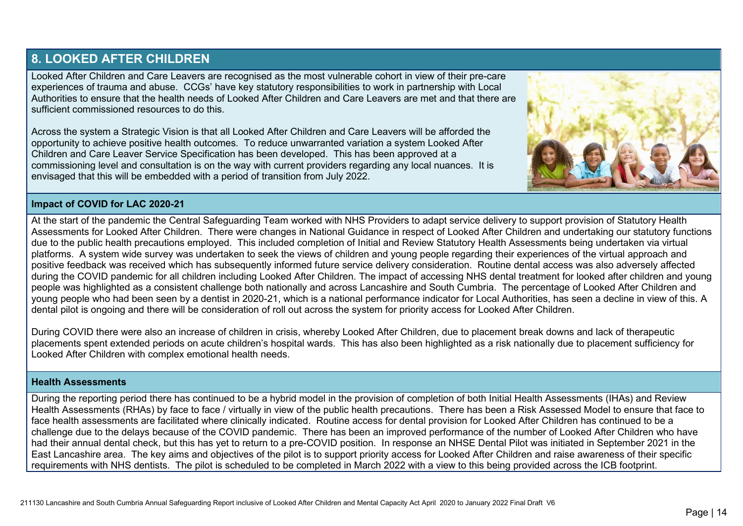## 8. LOOKED AFTER CHILDREN

Looked After Children and Care Leavers are recognised as the most vulnerable cohort in view of their pre-care experiences of trauma and abuse. CCGs' have key statutory responsibilities to work in partnership with Local Authorities to ensure that the health needs of Looked After Children and Care Leavers are met and that there are sufficient commissioned resources to do this.

Across the system a Strategic Vision is that all Looked After Children and Care Leavers will be afforded the opportunity to achieve positive health outcomes. To reduce unwarranted variation a system Looked After Children and Care Leaver Service Specification has been developed. This has been approved at a commissioning level and consultation is on the way with current providers regarding any local nuances. It is envisaged that this will be embedded with a period of transition from July 2022.

### Impact of COVID for LAC 2020-21

At the start of the pandemic the Central Safeguarding Team worked with NHS Providers to adapt service delivery to support provision of Statutory Health Assessments for Looked After Children. There were changes in National Guidance in respect of Looked After Children and undertaking our statutory functions due to the public health precautions employed. This included completion of Initial and Review Statutory Health Assessments being undertaken via virtual platforms. A system wide survey was undertaken to seek the views of children and young people regarding their experiences of the virtual approach and positive feedback was received which has subsequently informed future service delivery consideration. Routine dental access was also adversely affected during the COVID pandemic for all children including Looked After Children. The impact of accessing NHS dental treatment for looked after children and young people was highlighted as a consistent challenge both nationally and across Lancashire and South Cumbria. The percentage of Looked After Children and young people who had been seen by a dentist in 2020-21, which is a national performance indicator for Local Authorities, has seen a decline in view of this. A dental pilot is ongoing and there will be consideration of roll out across the system for priority access for Looked After Children.

During COVID there were also an increase of children in crisis, whereby Looked After Children, due to placement break downs and lack of therapeutic placements spent extended periods on acute children's hospital wards. This has also been highlighted as a risk nationally due to placement sufficiency for Looked After Children with complex emotional health needs.

### Health Assessments

During the reporting period there has continued to be a hybrid model in the provision of completion of both Initial Health Assessments (IHAs) and Review Health Assessments (RHAs) by face to face / virtually in view of the public health precautions. There has been a Risk Assessed Model to ensure that face to face health assessments are facilitated where clinically indicated. Routine access for dental provision for Looked After Children has continued to be a challenge due to the delays because of the COVID pandemic. There has been an improved performance of the number of Looked After Children who have had their annual dental check, but this has yet to return to a pre-COVID position. In response an NHSE Dental Pilot was initiated in September 2021 in the East Lancashire area. The key aims and objectives of the pilot is to support priority access for Looked After Children and raise awareness of their specific requirements with NHS dentists. The pilot is scheduled to be completed in March 2022 with a view to this being provided across the ICB footprint.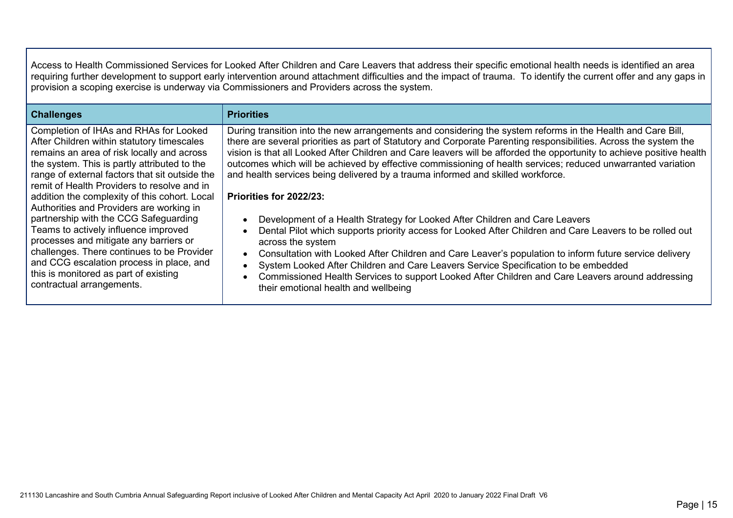Access to Health Commissioned Services for Looked After Children and Care Leavers that address their specific emotional health needs is identified an area requiring further development to support early intervention around attachment difficulties and the impact of trauma. To identify the current offer and any gaps in provision a scoping exercise is underway via Commissioners and Providers across the system.

| Challenges | Priorities |
|---|---|
| Completion of IHAs and RHAs for Looked After Children within statutory timescales remains an area of risk locally and across the system. This is partly attributed to the range of external factors that sit outside the remit of Health Providers to resolve and in addition the complexity of this cohort. Local Authorities and Providers are working in partnership with the CCG Safeguarding Teams to actively influence improved processes and mitigate any barriers or challenges. There continues to be Provider and CCG escalation process in place, and this is monitored as part of existing contractual arrangements. | During transition into the new arrangements and considering the system reforms in the Health and Care Bill, there are several priorities as part of Statutory and Corporate Parenting responsibilities. Across the system the vision is that all Looked After Children and Care leavers will be afforded the opportunity to achieve positive health outcomes which will be achieved by effective commissioning of health services; reduced unwarranted variation and health services being delivered by a trauma informed and skilled workforce.<br><br>**Priorities for 2022/23:**<br><br>• Development of a Health Strategy for Looked After Children and Care Leavers<br>• Dental Pilot which supports priority access for Looked After Children and Care Leavers to be rolled out across the system<br>• Consultation with Looked After Children and Care Leaver's population to inform future service delivery<br>• System Looked After Children and Care Leavers Service Specification to be embedded<br>• Commissioned Health Services to support Looked After Children and Care Leavers around addressing their emotional health and wellbeing |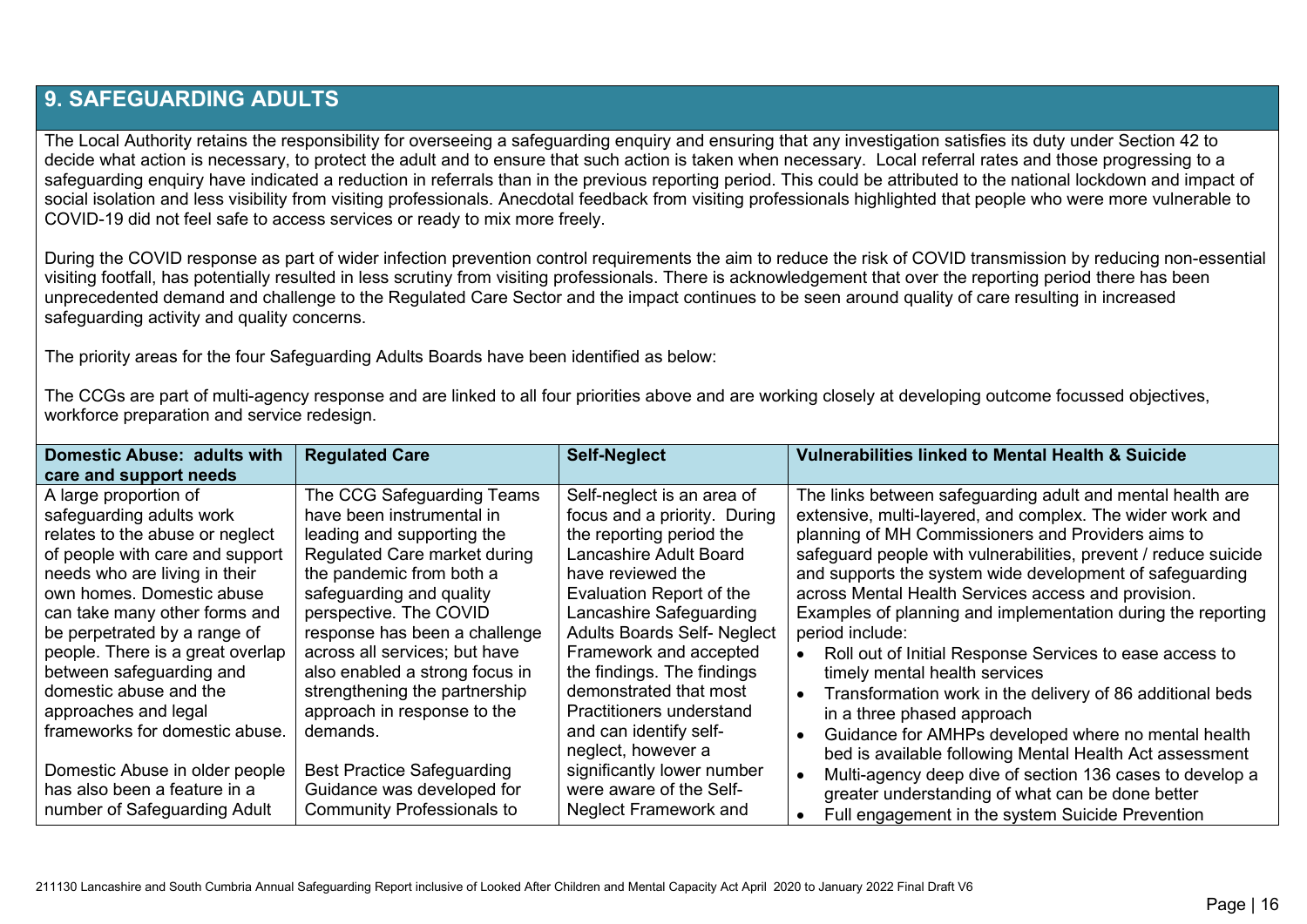## 9. SAFEGUARDING ADULTS

The Local Authority retains the responsibility for overseeing a safeguarding enquiry and ensuring that any investigation satisfies its duty under Section 42 to decide what action is necessary, to protect the adult and to ensure that such action is taken when necessary. Local referral rates and those progressing to a safeguarding enquiry have indicated a reduction in referrals than in the previous reporting period. This could be attributed to the national lockdown and impact of social isolation and less visibility from visiting professionals. Anecdotal feedback from visiting professionals highlighted that people who were more vulnerable to COVID-19 did not feel safe to access services or ready to mix more freely.

During the COVID response as part of wider infection prevention control requirements the aim to reduce the risk of COVID transmission by reducing non-essential visiting footfall, has potentially resulted in less scrutiny from visiting professionals. There is acknowledgement that over the reporting period there has been unprecedented demand and challenge to the Regulated Care Sector and the impact continues to be seen around quality of care resulting in increased safeguarding activity and quality concerns.

The priority areas for the four Safeguarding Adults Boards have been identified as below:

The CCGs are part of multi-agency response and are linked to all four priorities above and are working closely at developing outcome focussed objectives, workforce preparation and service redesign.

| Domestic Abuse: adults with care and support needs | Regulated Care | Self-Neglect | Vulnerabilities linked to Mental Health & Suicide |
|---|---|---|---|
| A large proportion of safeguarding adults work relates to the abuse or neglect of people with care and support needs who are living in their own homes. Domestic abuse can take many other forms and be perpetrated by a range of people. There is a great overlap between safeguarding and domestic abuse and the approaches and legal frameworks for domestic abuse.<br><br>Domestic Abuse in older people has also been a feature in a number of Safeguarding Adult | The CCG Safeguarding Teams have been instrumental in leading and supporting the Regulated Care market during the pandemic from both a safeguarding and quality perspective. The COVID response has been a challenge across all services; but have also enabled a strong focus in strengthening the partnership approach in response to the demands.<br><br>Best Practice Safeguarding Guidance was developed for Community Professionals to | Self-neglect is an area of focus and a priority. During the reporting period the Lancashire Adult Board have reviewed the Evaluation Report of the Lancashire Safeguarding Adults Boards Self- Neglect Framework and accepted the findings. The findings demonstrated that most Practitioners understand and can identify self-neglect, however a significantly lower number were aware of the Self-Neglect Framework and | The links between safeguarding adult and mental health are extensive, multi-layered, and complex. The wider work and planning of MH Commissioners and Providers aims to safeguard people with vulnerabilities, prevent / reduce suicide and supports the system wide development of safeguarding across Mental Health Services access and provision. Examples of planning and implementation during the reporting period include:<br>• Roll out of Initial Response Services to ease access to timely mental health services<br>• Transformation work in the delivery of 86 additional beds in a three phased approach<br>• Guidance for AMHPs developed where no mental health bed is available following Mental Health Act assessment<br>• Multi-agency deep dive of section 136 cases to develop a greater understanding of what can be done better<br>• Full engagement in the system Suicide Prevention |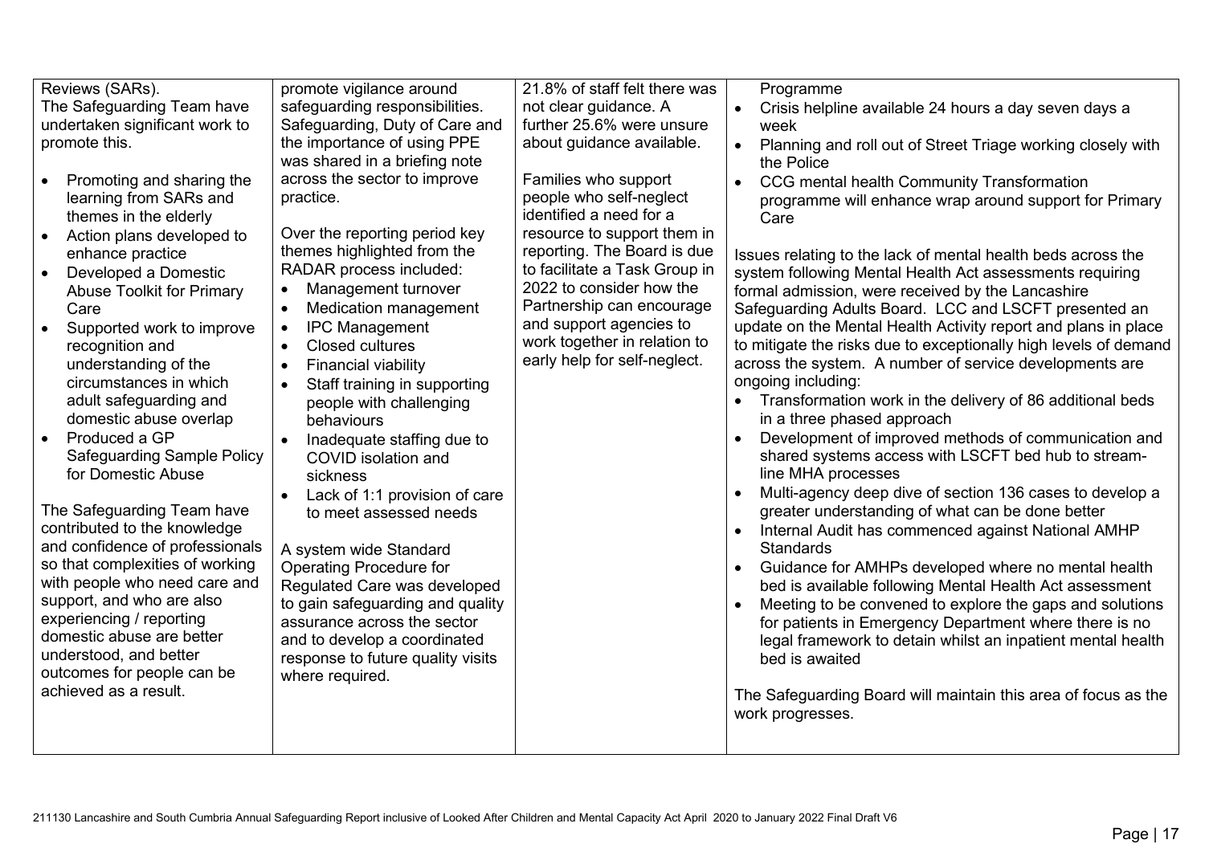| Reviews (SARs).<br>The Safeguarding Team have undertaken significant work to promote this.<br><br>• Promoting and sharing the learning from SARs and themes in the elderly<br>• Action plans developed to enhance practice<br>• Developed a Domestic Abuse Toolkit for Primary Care<br>• Supported work to improve recognition and understanding of the circumstances in which adult safeguarding and domestic abuse overlap<br>• Produced a GP Safeguarding Sample Policy for Domestic Abuse<br><br>The Safeguarding Team have contributed to the knowledge and confidence of professionals so that complexities of working with people who need care and support, and who are also experiencing / reporting domestic abuse are better understood, and better outcomes for people can be achieved as a result. | promote vigilance around safeguarding responsibilities. Safeguarding, Duty of Care and the importance of using PPE was shared in a briefing note across the sector to improve practice.<br><br>Over the reporting period key themes highlighted from the RADAR process included:<br>• Management turnover<br>• Medication management<br>• IPC Management<br>• Closed cultures<br>• Financial viability<br>• Staff training in supporting people with challenging behaviours<br>• Inadequate staffing due to COVID isolation and sickness<br>• Lack of 1:1 provision of care to meet assessed needs<br><br>A system wide Standard Operating Procedure for Regulated Care was developed to gain safeguarding and quality assurance across the sector and to develop a coordinated response to future quality visits where required. | 21.8% of staff felt there was not clear guidance. A further 25.6% were unsure about guidance available.<br><br>Families who support people who self-neglect identified a need for a resource to support them in reporting. The Board is due to facilitate a Task Group in 2022 to consider how the Partnership can encourage and support agencies to work together in relation to early help for self-neglect. | Programme<br>• Crisis helpline available 24 hours a day seven days a week<br>• Planning and roll out of Street Triage working closely with the Police<br>• CCG mental health Community Transformation programme will enhance wrap around support for Primary Care<br><br>Issues relating to the lack of mental health beds across the system following Mental Health Act assessments requiring formal admission, were received by the Lancashire Safeguarding Adults Board. LCC and LSCFT presented an update on the Mental Health Activity report and plans in place to mitigate the risks due to exceptionally high levels of demand across the system. A number of service developments are ongoing including:<br>• Transformation work in the delivery of 86 additional beds in a three phased approach<br>• Development of improved methods of communication and shared systems access with LSCFT bed hub to stream-line MHA processes<br>• Multi-agency deep dive of section 136 cases to develop a greater understanding of what can be done better<br>• Internal Audit has commenced against National AMHP Standards<br>• Guidance for AMHPs developed where no mental health bed is available following Mental Health Act assessment<br>• Meeting to be convened to explore the gaps and solutions for patients in Emergency Department where there is no legal framework to detain whilst an inpatient mental health bed is awaited<br><br>The Safeguarding Board will maintain this area of focus as the work progresses. |
|---|---|---|---|

211130 Lancashire and South Cumbria Annual Safeguarding Report inclusive of Looked After Children and Mental Capacity Act April 2020 to January 2022 Final Draft V6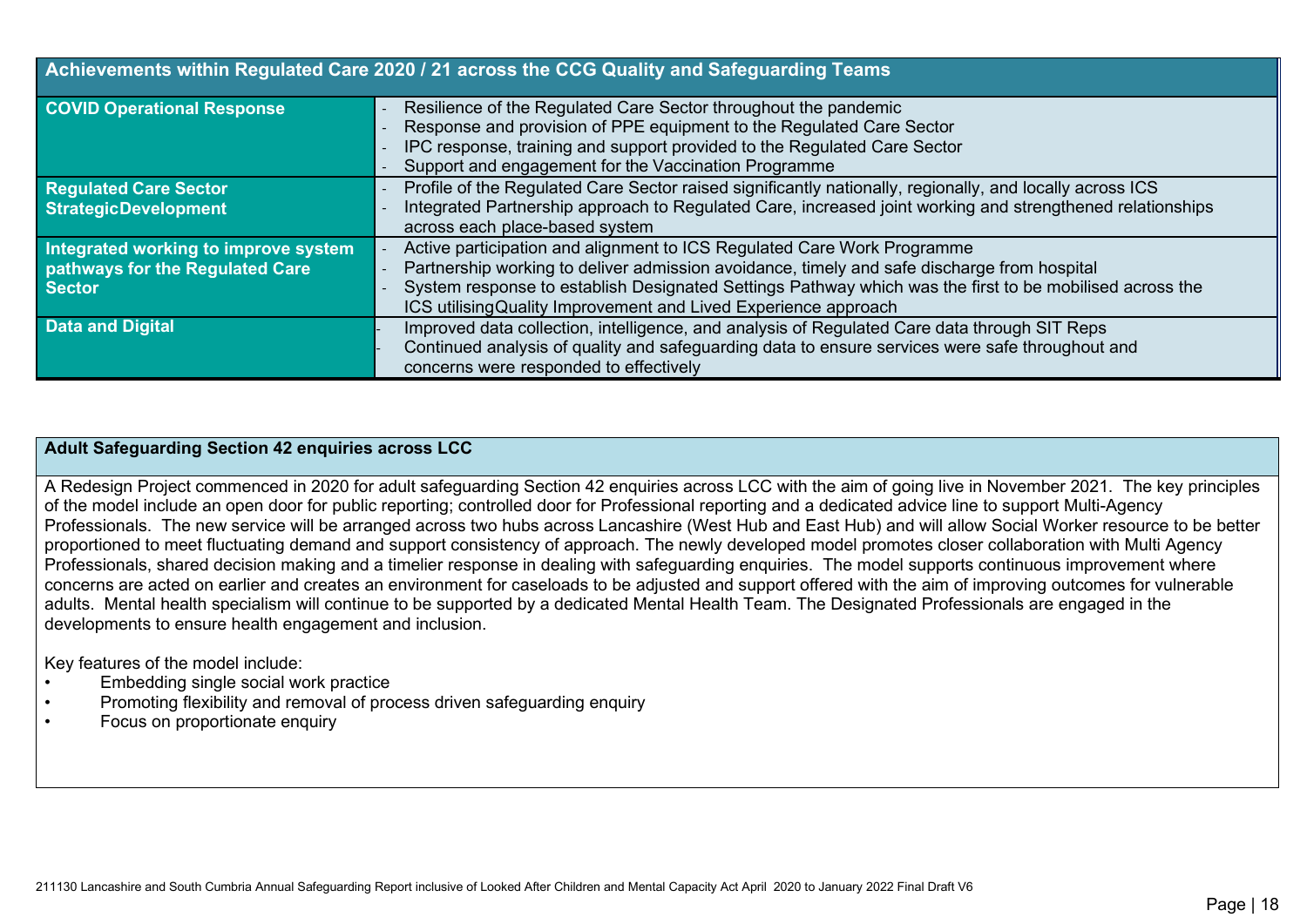| Achievements within Regulated Care 2020 / 21 across the CCG Quality and Safeguarding Teams | |
|---|---|
| **COVID Operational Response** | - Resilience of the Regulated Care Sector throughout the pandemic<br>- Response and provision of PPE equipment to the Regulated Care Sector<br>- IPC response, training and support provided to the Regulated Care Sector<br>- Support and engagement for the Vaccination Programme |
| **Regulated Care Sector StrategicDevelopment** | - Profile of the Regulated Care Sector raised significantly nationally, regionally, and locally across ICS<br>- Integrated Partnership approach to Regulated Care, increased joint working and strengthened relationships across each place-based system |
| **Integrated working to improve system pathways for the Regulated Care Sector** | - Active participation and alignment to ICS Regulated Care Work Programme<br>- Partnership working to deliver admission avoidance, timely and safe discharge from hospital<br>- System response to establish Designated Settings Pathway which was the first to be mobilised across the ICS utilisingQuality Improvement and Lived Experience approach |
| **Data and Digital** | - Improved data collection, intelligence, and analysis of Regulated Care data through SIT Reps<br>- Continued analysis of quality and safeguarding data to ensure services were safe throughout and concerns were responded to effectively |

**Adult Safeguarding Section 42 enquiries across LCC**

A Redesign Project commenced in 2020 for adult safeguarding Section 42 enquiries across LCC with the aim of going live in November 2021. The key principles of the model include an open door for public reporting; controlled door for Professional reporting and a dedicated advice line to support Multi-Agency Professionals. The new service will be arranged across two hubs across Lancashire (West Hub and East Hub) and will allow Social Worker resource to be better proportioned to meet fluctuating demand and support consistency of approach. The newly developed model promotes closer collaboration with Multi Agency Professionals, shared decision making and a timelier response in dealing with safeguarding enquiries. The model supports continuous improvement where concerns are acted on earlier and creates an environment for caseloads to be adjusted and support offered with the aim of improving outcomes for vulnerable adults. Mental health specialism will continue to be supported by a dedicated Mental Health Team. The Designated Professionals are engaged in the developments to ensure health engagement and inclusion.

Key features of the model include:

- Embedding single social work practice
- Promoting flexibility and removal of process driven safeguarding enquiry
- Focus on proportionate enquiry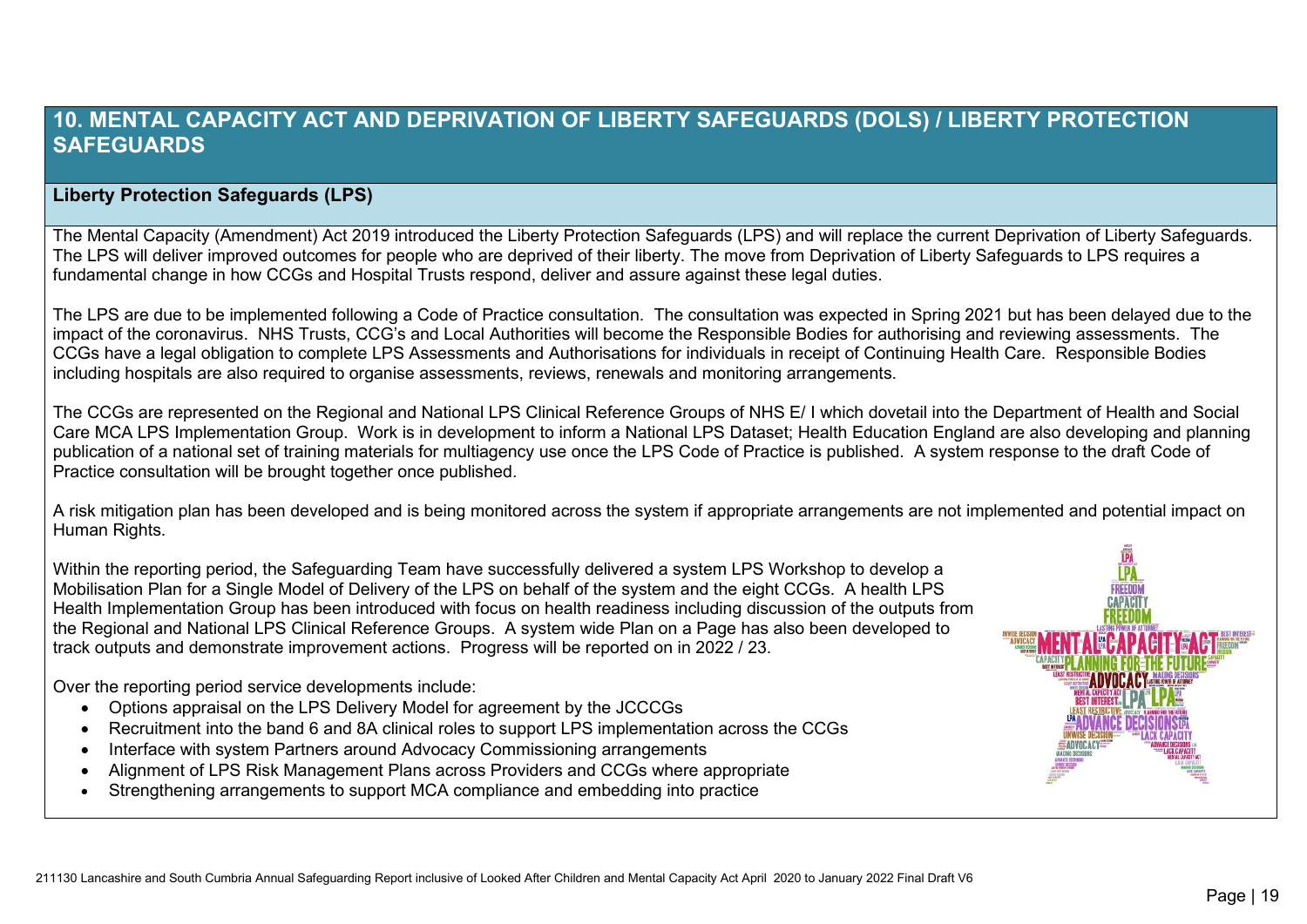## 10. MENTAL CAPACITY ACT AND DEPRIVATION OF LIBERTY SAFEGUARDS (DOLS) / LIBERTY PROTECTION SAFEGUARDS

### Liberty Protection Safeguards (LPS)

The Mental Capacity (Amendment) Act 2019 introduced the Liberty Protection Safeguards (LPS) and will replace the current Deprivation of Liberty Safeguards. The LPS will deliver improved outcomes for people who are deprived of their liberty. The move from Deprivation of Liberty Safeguards to LPS requires a fundamental change in how CCGs and Hospital Trusts respond, deliver and assure against these legal duties.

The LPS are due to be implemented following a Code of Practice consultation. The consultation was expected in Spring 2021 but has been delayed due to the impact of the coronavirus. NHS Trusts, CCG's and Local Authorities will become the Responsible Bodies for authorising and reviewing assessments. The CCGs have a legal obligation to complete LPS Assessments and Authorisations for individuals in receipt of Continuing Health Care. Responsible Bodies including hospitals are also required to organise assessments, reviews, renewals and monitoring arrangements.

The CCGs are represented on the Regional and National LPS Clinical Reference Groups of NHS E/ I which dovetail into the Department of Health and Social Care MCA LPS Implementation Group. Work is in development to inform a National LPS Dataset; Health Education England are also developing and planning publication of a national set of training materials for multiagency use once the LPS Code of Practice is published. A system response to the draft Code of Practice consultation will be brought together once published.

A risk mitigation plan has been developed and is being monitored across the system if appropriate arrangements are not implemented and potential impact on Human Rights.

Within the reporting period, the Safeguarding Team have successfully delivered a system LPS Workshop to develop a Mobilisation Plan for a Single Model of Delivery of the LPS on behalf of the system and the eight CCGs. A health LPS Health Implementation Group has been introduced with focus on health readiness including discussion of the outputs from the Regional and National LPS Clinical Reference Groups. A system wide Plan on a Page has also been developed to track outputs and demonstrate improvement actions. Progress will be reported on in 2022 / 23.

Over the reporting period service developments include:

- Options appraisal on the LPS Delivery Model for agreement by the JCCCGs
- Recruitment into the band 6 and 8A clinical roles to support LPS implementation across the CCGs
- Interface with system Partners around Advocacy Commissioning arrangements
- Alignment of LPS Risk Management Plans across Providers and CCGs where appropriate
- Strengthening arrangements to support MCA compliance and embedding into practice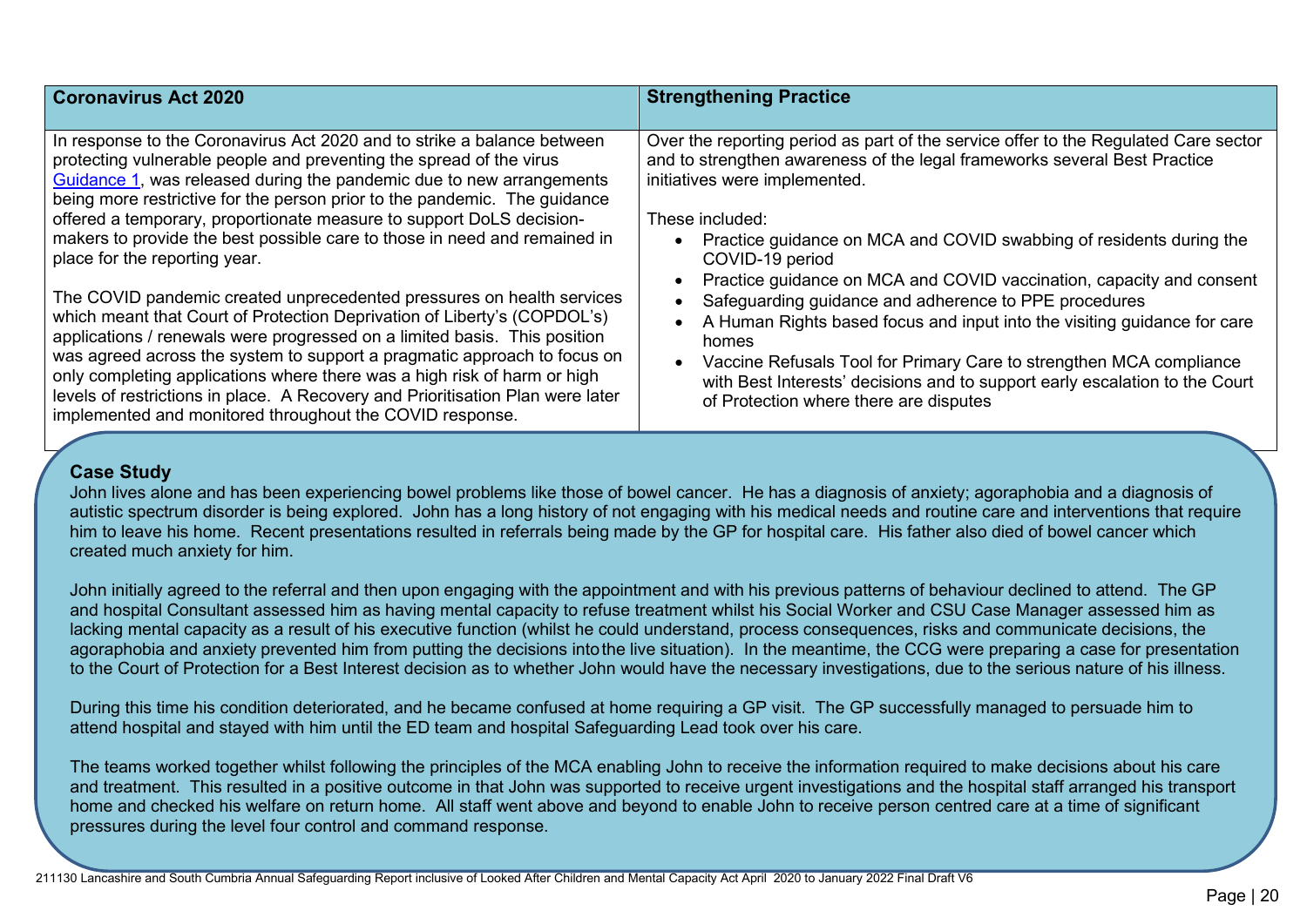## Coronavirus Act 2020

In response to the Coronavirus Act 2020 and to strike a balance between protecting vulnerable people and preventing the spread of the virus Guidance 1, was released during the pandemic due to new arrangements being more restrictive for the person prior to the pandemic. The guidance offered a temporary, proportionate measure to support DoLS decision-makers to provide the best possible care to those in need and remained in place for the reporting year.

The COVID pandemic created unprecedented pressures on health services which meant that Court of Protection Deprivation of Liberty's (COPDOL's) applications / renewals were progressed on a limited basis. This position was agreed across the system to support a pragmatic approach to focus on only completing applications where there was a high risk of harm or high levels of restrictions in place. A Recovery and Prioritisation Plan were later implemented and monitored throughout the COVID response.

## Strengthening Practice

Over the reporting period as part of the service offer to the Regulated Care sector and to strengthen awareness of the legal frameworks several Best Practice initiatives were implemented.

These included:

- Practice guidance on MCA and COVID swabbing of residents during the COVID-19 period
- Practice guidance on MCA and COVID vaccination, capacity and consent
- Safeguarding guidance and adherence to PPE procedures
- A Human Rights based focus and input into the visiting guidance for care homes
- Vaccine Refusals Tool for Primary Care to strengthen MCA compliance with Best Interests' decisions and to support early escalation to the Court of Protection where there are disputes

### Case Study

John lives alone and has been experiencing bowel problems like those of bowel cancer. He has a diagnosis of anxiety; agoraphobia and a diagnosis of autistic spectrum disorder is being explored. John has a long history of not engaging with his medical needs and routine care and interventions that require him to leave his home. Recent presentations resulted in referrals being made by the GP for hospital care. His father also died of bowel cancer which created much anxiety for him.

John initially agreed to the referral and then upon engaging with the appointment and with his previous patterns of behaviour declined to attend. The GP and hospital Consultant assessed him as having mental capacity to refuse treatment whilst his Social Worker and CSU Case Manager assessed him as lacking mental capacity as a result of his executive function (whilst he could understand, process consequences, risks and communicate decisions, the agoraphobia and anxiety prevented him from putting the decisions into the live situation). In the meantime, the CCG were preparing a case for presentation to the Court of Protection for a Best Interest decision as to whether John would have the necessary investigations, due to the serious nature of his illness.

During this time his condition deteriorated, and he became confused at home requiring a GP visit. The GP successfully managed to persuade him to attend hospital and stayed with him until the ED team and hospital Safeguarding Lead took over his care.

The teams worked together whilst following the principles of the MCA enabling John to receive the information required to make decisions about his care and treatment. This resulted in a positive outcome in that John was supported to receive urgent investigations and the hospital staff arranged his transport home and checked his welfare on return home. All staff went above and beyond to enable John to receive person centred care at a time of significant pressures during the level four control and command response.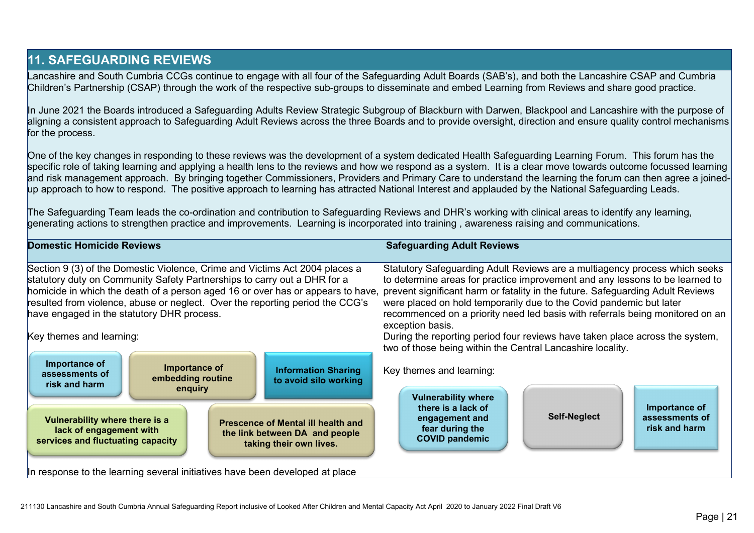## 11. SAFEGUARDING REVIEWS

Lancashire and South Cumbria CCGs continue to engage with all four of the Safeguarding Adult Boards (SAB's), and both the Lancashire CSAP and Cumbria Children's Partnership (CSAP) through the work of the respective sub-groups to disseminate and embed Learning from Reviews and share good practice.

In June 2021 the Boards introduced a Safeguarding Adults Review Strategic Subgroup of Blackburn with Darwen, Blackpool and Lancashire with the purpose of aligning a consistent approach to Safeguarding Adult Reviews across the three Boards and to provide oversight, direction and ensure quality control mechanisms for the process.

One of the key changes in responding to these reviews was the development of a system dedicated Health Safeguarding Learning Forum. This forum has the specific role of taking learning and applying a health lens to the reviews and how we respond as a system. It is a clear move towards outcome focussed learning and risk management approach. By bringing together Commissioners, Providers and Primary Care to understand the learning the forum can then agree a joined-up approach to how to respond. The positive approach to learning has attracted National Interest and applauded by the National Safeguarding Leads.

The Safeguarding Team leads the co-ordination and contribution to Safeguarding Reviews and DHR's working with clinical areas to identify any learning, generating actions to strengthen practice and improvements. Learning is incorporated into training , awareness raising and communications.

### Domestic Homicide Reviews

Section 9 (3) of the Domestic Violence, Crime and Victims Act 2004 places a statutory duty on Community Safety Partnerships to carry out a DHR for a homicide in which the death of a person aged 16 or over has or appears to have, resulted from violence, abuse or neglect. Over the reporting period the CCG's have engaged in the statutory DHR process.

Key themes and learning:

- Importance of assessments of risk and harm
- Importance of embedding routine enquiry
- Information Sharing to avoid silo working
- Vulnerability where there is a lack of engagement with services and fluctuating capacity
- Prescence of Mental ill health and the link between DA and people taking their own lives.

In response to the learning several initiatives have been developed at place

### Safeguarding Adult Reviews

Statutory Safeguarding Adult Reviews are a multiagency process which seeks to determine areas for practice improvement and any lessons to be learned to prevent significant harm or fatality in the future. Safeguarding Adult Reviews were placed on hold temporarily due to the Covid pandemic but later recommenced on a priority need led basis with referrals being monitored on an exception basis.

During the reporting period four reviews have taken place across the system, two of those being within the Central Lancashire locality.

Key themes and learning:

- Vulnerability where there is a lack of engagement and fear during the COVID pandemic
- Self-Neglect
- Importance of assessments of risk and harm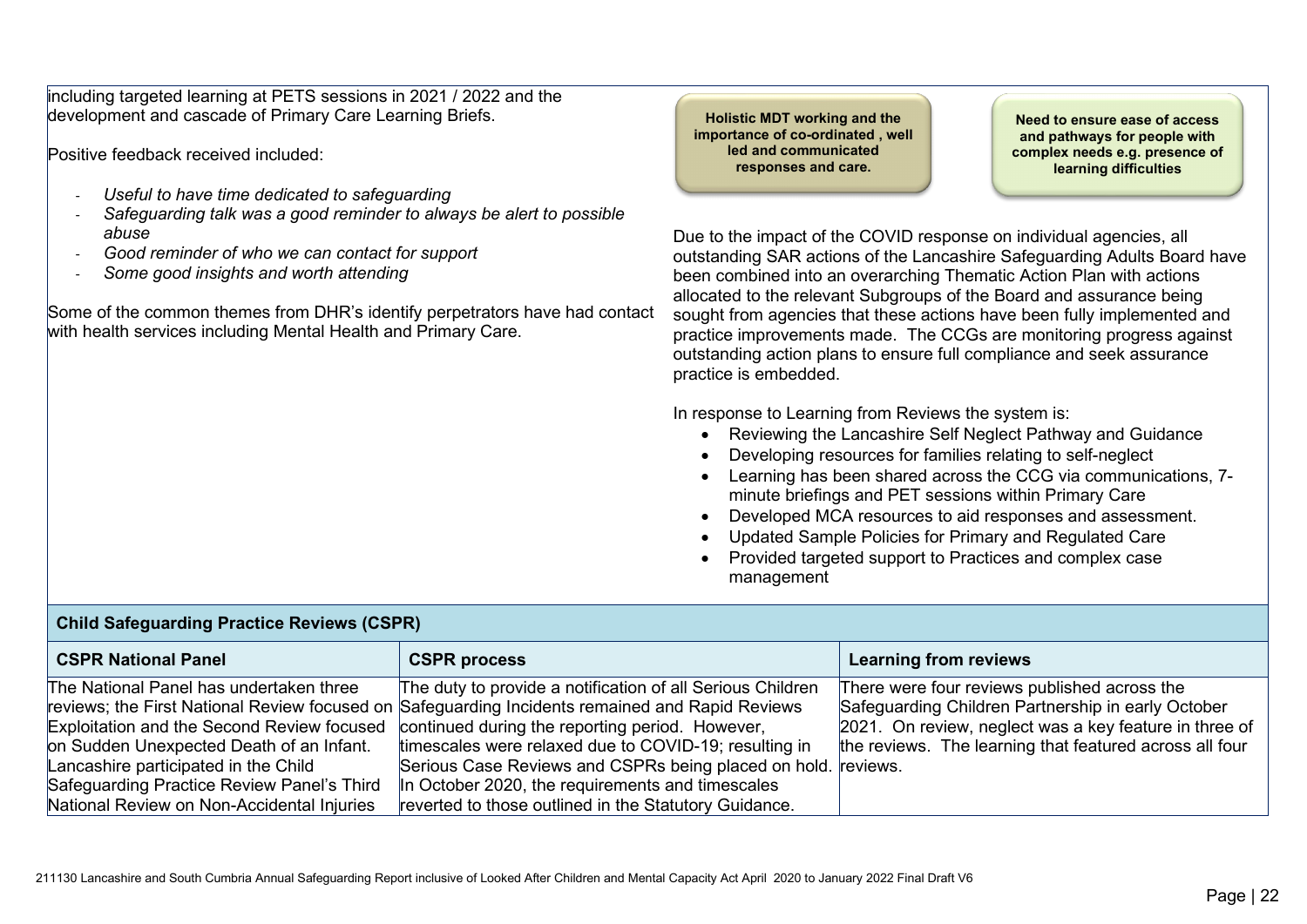including targeted learning at PETS sessions in 2021 / 2022 and the development and cascade of Primary Care Learning Briefs.

Positive feedback received included:

- *Useful to have time dedicated to safeguarding*
- *Safeguarding talk was a good reminder to always be alert to possible abuse*
- *Good reminder of who we can contact for support*
- *Some good insights and worth attending*

Some of the common themes from DHR's identify perpetrators have had contact with health services including Mental Health and Primary Care.

**Holistic MDT working and the importance of co-ordinated , well led and communicated responses and care.**

**Need to ensure ease of access and pathways for people with complex needs e.g. presence of learning difficulties**

Due to the impact of the COVID response on individual agencies, all outstanding SAR actions of the Lancashire Safeguarding Adults Board have been combined into an overarching Thematic Action Plan with actions allocated to the relevant Subgroups of the Board and assurance being sought from agencies that these actions have been fully implemented and practice improvements made. The CCGs are monitoring progress against outstanding action plans to ensure full compliance and seek assurance practice is embedded.

In response to Learning from Reviews the system is:

- Reviewing the Lancashire Self Neglect Pathway and Guidance
- Developing resources for families relating to self-neglect
- Learning has been shared across the CCG via communications, 7-minute briefings and PET sessions within Primary Care
- Developed MCA resources to aid responses and assessment.
- Updated Sample Policies for Primary and Regulated Care
- Provided targeted support to Practices and complex case management

**Child Safeguarding Practice Reviews (CSPR)**

| CSPR National Panel | CSPR process | Learning from reviews |
|---|---|---|
| The National Panel has undertaken three reviews; the First National Review focused on Exploitation and the Second Review focused on Sudden Unexpected Death of an Infant. Lancashire participated in the Child Safeguarding Practice Review Panel's Third National Review on Non-Accidental Injuries | The duty to provide a notification of all Serious Children Safeguarding Incidents remained and Rapid Reviews continued during the reporting period. However, timescales were relaxed due to COVID-19; resulting in Serious Case Reviews and CSPRs being placed on hold. In October 2020, the requirements and timescales reverted to those outlined in the Statutory Guidance. | There were four reviews published across the Safeguarding Children Partnership in early October 2021. On review, neglect was a key feature in three of the reviews. The learning that featured across all four reviews. |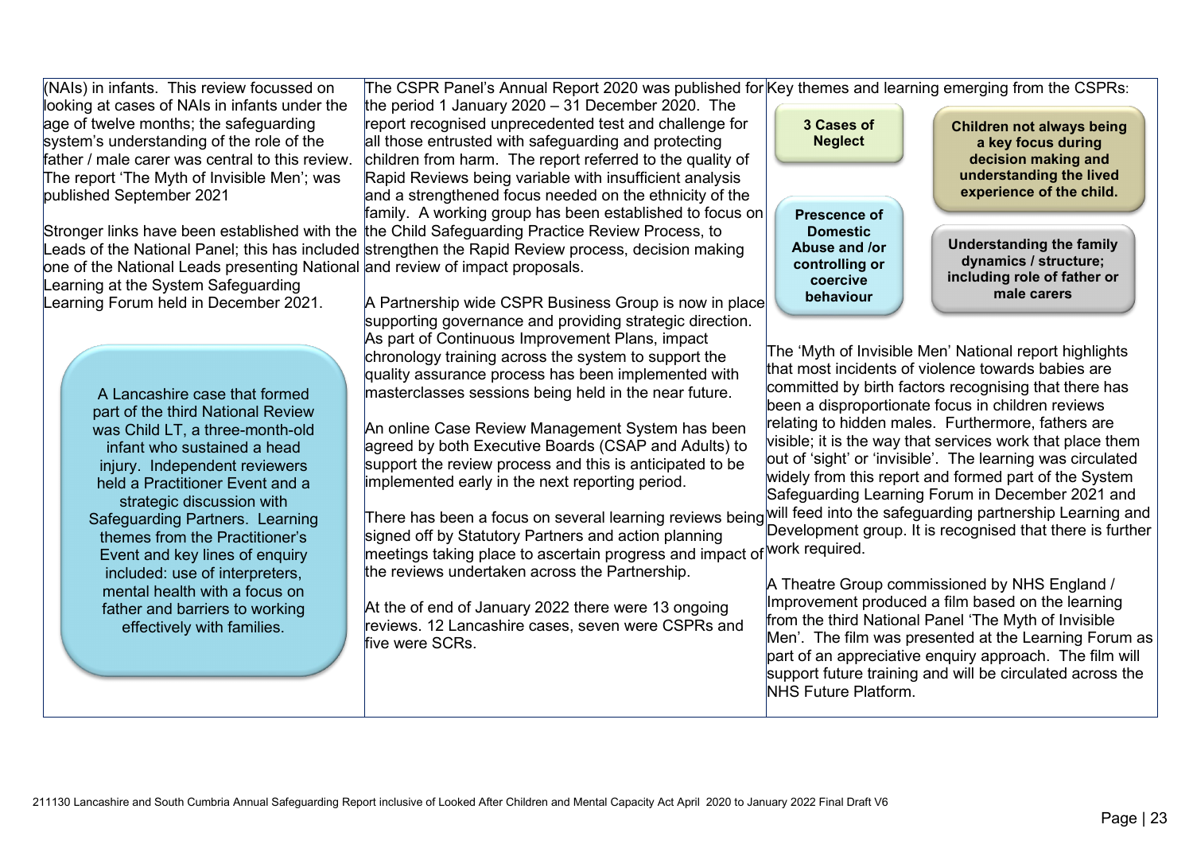(NAIs) in infants. This review focussed on looking at cases of NAIs in infants under the age of twelve months; the safeguarding system's understanding of the role of the father / male carer was central to this review. The report 'The Myth of Invisible Men'; was published September 2021

Stronger links have been established with the Leads of the National Panel; this has included one of the National Leads presenting National Learning at the System Safeguarding Learning Forum held in December 2021.

> A Lancashire case that formed part of the third National Review was Child LT, a three-month-old infant who sustained a head injury. Independent reviewers held a Practitioner Event and a strategic discussion with Safeguarding Partners. Learning themes from the Practitioner's Event and key lines of enquiry included: use of interpreters, mental health with a focus on father and barriers to working effectively with families.

The CSPR Panel's Annual Report 2020 was published for the period 1 January 2020 – 31 December 2020. The report recognised unprecedented test and challenge for all those entrusted with safeguarding and protecting children from harm. The report referred to the quality of Rapid Reviews being variable with insufficient analysis and a strengthened focus needed on the ethnicity of the family. A working group has been established to focus on the Child Safeguarding Practice Review Process, to strengthen the Rapid Review process, decision making and review of impact proposals.

A Partnership wide CSPR Business Group is now in place supporting governance and providing strategic direction. As part of Continuous Improvement Plans, impact chronology training across the system to support the quality assurance process has been implemented with masterclasses sessions being held in the near future.

An online Case Review Management System has been agreed by both Executive Boards (CSAP and Adults) to support the review process and this is anticipated to be implemented early in the next reporting period.

There has been a focus on several learning reviews being signed off by Statutory Partners and action planning meetings taking place to ascertain progress and impact of the reviews undertaken across the Partnership.

At the of end of January 2022 there were 13 ongoing reviews. 12 Lancashire cases, seven were CSPRs and five were SCRs.

Key themes and learning emerging from the CSPRs:

- **3 Cases of Neglect**
- **Children not always being a key focus during decision making and understanding the lived experience of the child.**
- **Prescence of Domestic Abuse and /or controlling or coercive behaviour**
- **Understanding the family dynamics / structure; including role of father or male carers**

The 'Myth of Invisible Men' National report highlights that most incidents of violence towards babies are committed by birth factors recognising that there has been a disproportionate focus in children reviews relating to hidden males. Furthermore, fathers are visible; it is the way that services work that place them out of 'sight' or 'invisible'. The learning was circulated widely from this report and formed part of the System Safeguarding Learning Forum in December 2021 and will feed into the safeguarding partnership Learning and Development group. It is recognised that there is further work required.

A Theatre Group commissioned by NHS England / Improvement produced a film based on the learning from the third National Panel 'The Myth of Invisible Men'. The film was presented at the Learning Forum as part of an appreciative enquiry approach. The film will support future training and will be circulated across the NHS Future Platform.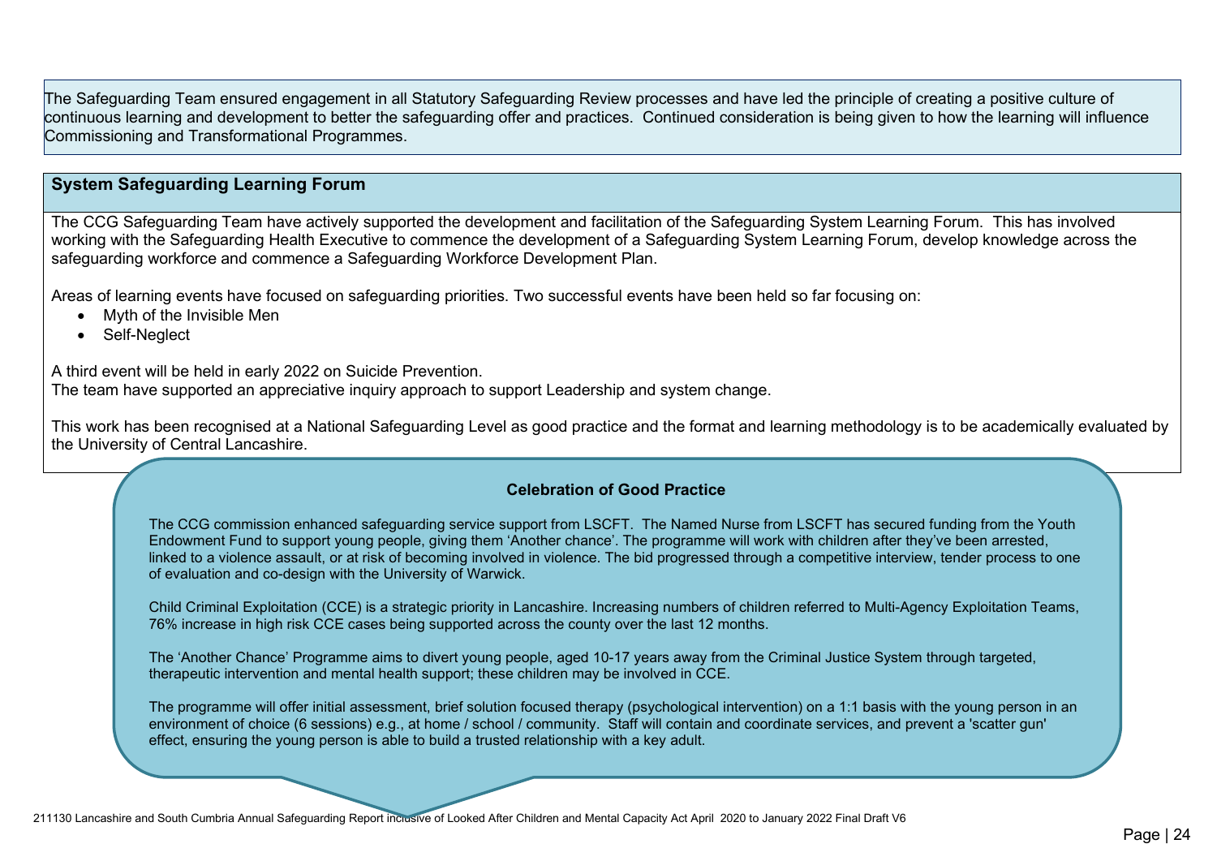The Safeguarding Team ensured engagement in all Statutory Safeguarding Review processes and have led the principle of creating a positive culture of continuous learning and development to better the safeguarding offer and practices. Continued consideration is being given to how the learning will influence Commissioning and Transformational Programmes.

## System Safeguarding Learning Forum

The CCG Safeguarding Team have actively supported the development and facilitation of the Safeguarding System Learning Forum. This has involved working with the Safeguarding Health Executive to commence the development of a Safeguarding System Learning Forum, develop knowledge across the safeguarding workforce and commence a Safeguarding Workforce Development Plan.

Areas of learning events have focused on safeguarding priorities. Two successful events have been held so far focusing on:

- Myth of the Invisible Men
- Self-Neglect

A third event will be held in early 2022 on Suicide Prevention.
The team have supported an appreciative inquiry approach to support Leadership and system change.

This work has been recognised at a National Safeguarding Level as good practice and the format and learning methodology is to be academically evaluated by the University of Central Lancashire.

### Celebration of Good Practice

The CCG commission enhanced safeguarding service support from LSCFT. The Named Nurse from LSCFT has secured funding from the Youth Endowment Fund to support young people, giving them 'Another chance'. The programme will work with children after they've been arrested, linked to a violence assault, or at risk of becoming involved in violence. The bid progressed through a competitive interview, tender process to one of evaluation and co-design with the University of Warwick.

Child Criminal Exploitation (CCE) is a strategic priority in Lancashire. Increasing numbers of children referred to Multi-Agency Exploitation Teams, 76% increase in high risk CCE cases being supported across the county over the last 12 months.

The 'Another Chance' Programme aims to divert young people, aged 10-17 years away from the Criminal Justice System through targeted, therapeutic intervention and mental health support; these children may be involved in CCE.

The programme will offer initial assessment, brief solution focused therapy (psychological intervention) on a 1:1 basis with the young person in an environment of choice (6 sessions) e.g., at home / school / community. Staff will contain and coordinate services, and prevent a 'scatter gun' effect, ensuring the young person is able to build a trusted relationship with a key adult.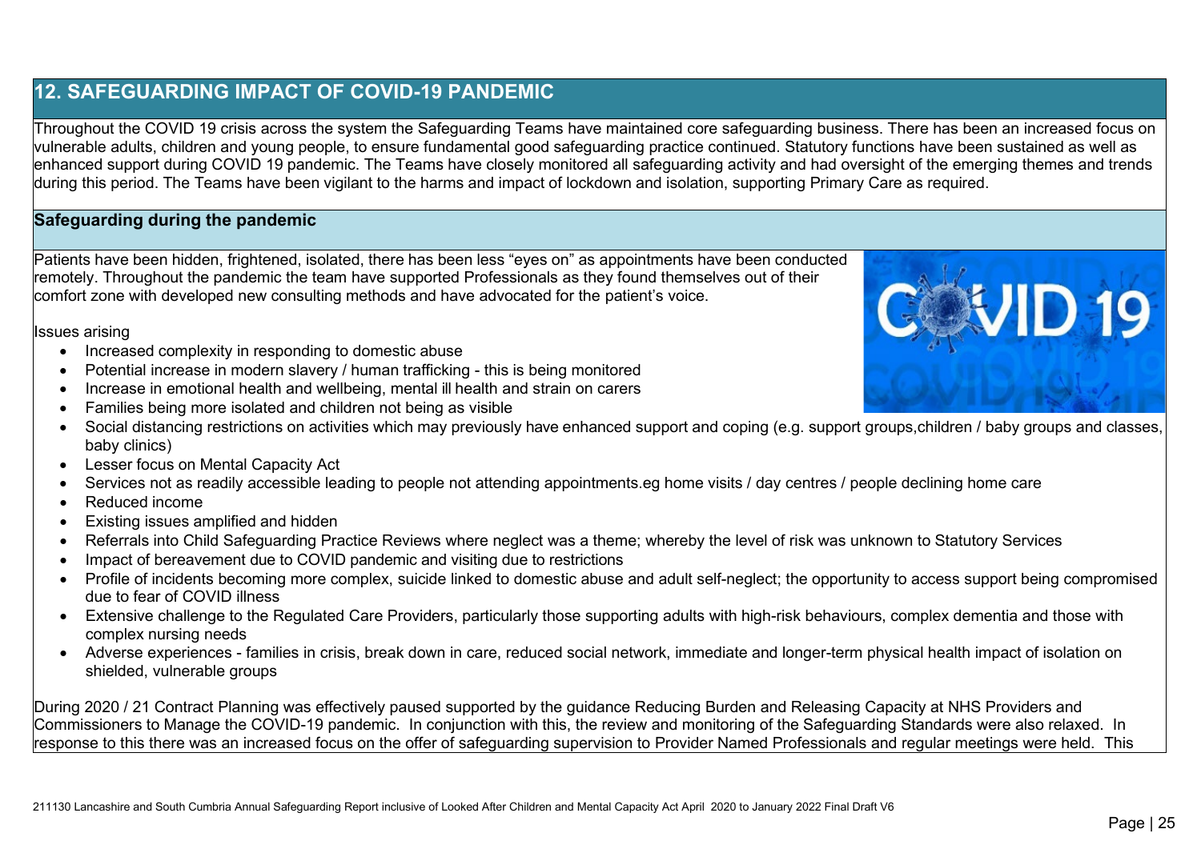## 12. SAFEGUARDING IMPACT OF COVID-19 PANDEMIC

Throughout the COVID 19 crisis across the system the Safeguarding Teams have maintained core safeguarding business. There has been an increased focus on vulnerable adults, children and young people, to ensure fundamental good safeguarding practice continued. Statutory functions have been sustained as well as enhanced support during COVID 19 pandemic. The Teams have closely monitored all safeguarding activity and had oversight of the emerging themes and trends during this period. The Teams have been vigilant to the harms and impact of lockdown and isolation, supporting Primary Care as required.

### Safeguarding during the pandemic

Patients have been hidden, frightened, isolated, there has been less "eyes on" as appointments have been conducted remotely. Throughout the pandemic the team have supported Professionals as they found themselves out of their comfort zone with developed new consulting methods and have advocated for the patient's voice.

Issues arising

- Increased complexity in responding to domestic abuse
- Potential increase in modern slavery / human trafficking - this is being monitored
- Increase in emotional health and wellbeing, mental ill health and strain on carers
- Families being more isolated and children not being as visible
- Social distancing restrictions on activities which may previously have enhanced support and coping (e.g. support groups,children / baby groups and classes, baby clinics)
- Lesser focus on Mental Capacity Act
- Services not as readily accessible leading to people not attending appointments.eg home visits / day centres / people declining home care
- Reduced income
- Existing issues amplified and hidden
- Referrals into Child Safeguarding Practice Reviews where neglect was a theme; whereby the level of risk was unknown to Statutory Services
- Impact of bereavement due to COVID pandemic and visiting due to restrictions
- Profile of incidents becoming more complex, suicide linked to domestic abuse and adult self-neglect; the opportunity to access support being compromised due to fear of COVID illness
- Extensive challenge to the Regulated Care Providers, particularly those supporting adults with high-risk behaviours, complex dementia and those with complex nursing needs
- Adverse experiences - families in crisis, break down in care, reduced social network, immediate and longer-term physical health impact of isolation on shielded, vulnerable groups

During 2020 / 21 Contract Planning was effectively paused supported by the guidance Reducing Burden and Releasing Capacity at NHS Providers and Commissioners to Manage the COVID-19 pandemic. In conjunction with this, the review and monitoring of the Safeguarding Standards were also relaxed. In response to this there was an increased focus on the offer of safeguarding supervision to Provider Named Professionals and regular meetings were held. This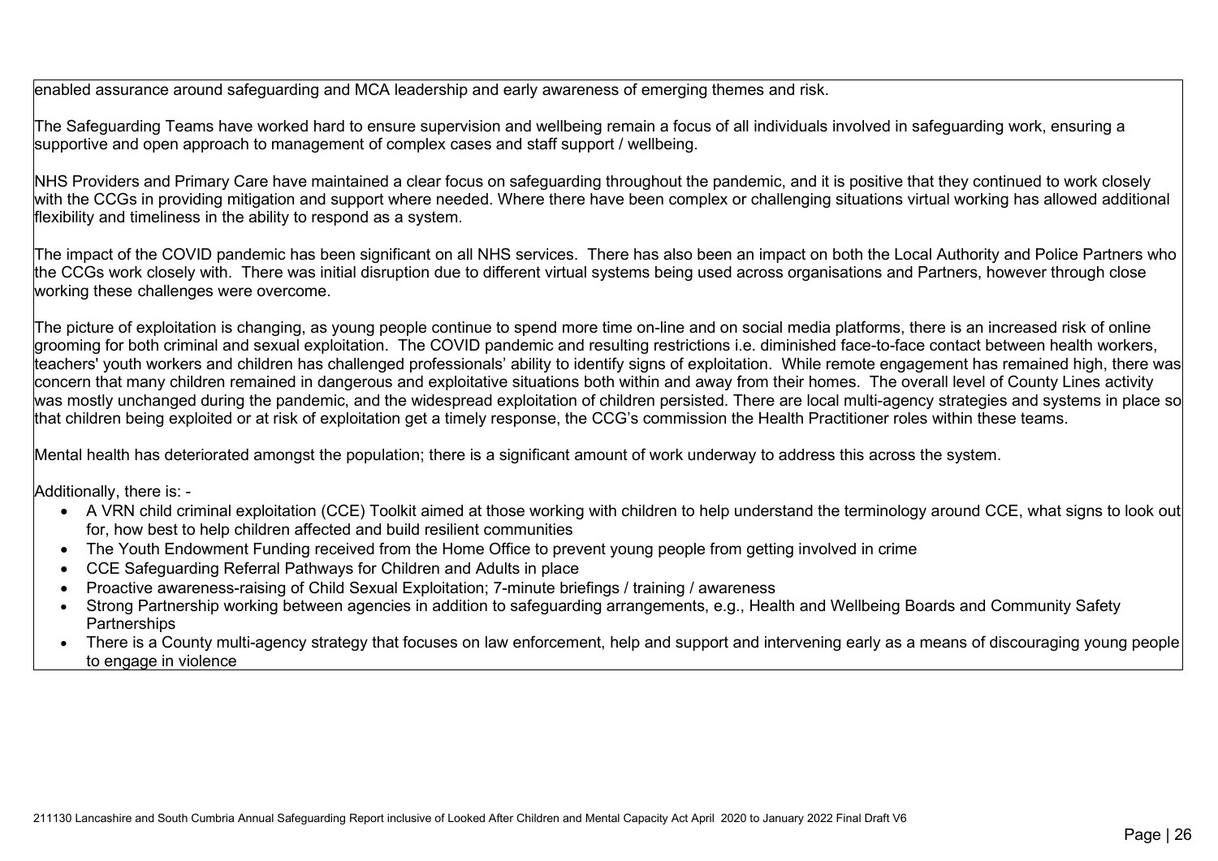enabled assurance around safeguarding and MCA leadership and early awareness of emerging themes and risk.

The Safeguarding Teams have worked hard to ensure supervision and wellbeing remain a focus of all individuals involved in safeguarding work, ensuring a supportive and open approach to management of complex cases and staff support / wellbeing.

NHS Providers and Primary Care have maintained a clear focus on safeguarding throughout the pandemic, and it is positive that they continued to work closely with the CCGs in providing mitigation and support where needed. Where there have been complex or challenging situations virtual working has allowed additional flexibility and timeliness in the ability to respond as a system.

The impact of the COVID pandemic has been significant on all NHS services. There has also been an impact on both the Local Authority and Police Partners who the CCGs work closely with. There was initial disruption due to different virtual systems being used across organisations and Partners, however through close working these challenges were overcome.

The picture of exploitation is changing, as young people continue to spend more time on-line and on social media platforms, there is an increased risk of online grooming for both criminal and sexual exploitation. The COVID pandemic and resulting restrictions i.e. diminished face-to-face contact between health workers, teachers' youth workers and children has challenged professionals' ability to identify signs of exploitation. While remote engagement has remained high, there was concern that many children remained in dangerous and exploitative situations both within and away from their homes. The overall level of County Lines activity was mostly unchanged during the pandemic, and the widespread exploitation of children persisted. There are local multi-agency strategies and systems in place so that children being exploited or at risk of exploitation get a timely response, the CCG's commission the Health Practitioner roles within these teams.

Mental health has deteriorated amongst the population; there is a significant amount of work underway to address this across the system.

Additionally, there is: -

- A VRN child criminal exploitation (CCE) Toolkit aimed at those working with children to help understand the terminology around CCE, what signs to look out for, how best to help children affected and build resilient communities
- The Youth Endowment Funding received from the Home Office to prevent young people from getting involved in crime
- CCE Safeguarding Referral Pathways for Children and Adults in place
- Proactive awareness-raising of Child Sexual Exploitation; 7-minute briefings / training / awareness
- Strong Partnership working between agencies in addition to safeguarding arrangements, e.g., Health and Wellbeing Boards and Community Safety Partnerships
- There is a County multi-agency strategy that focuses on law enforcement, help and support and intervening early as a means of discouraging young people to engage in violence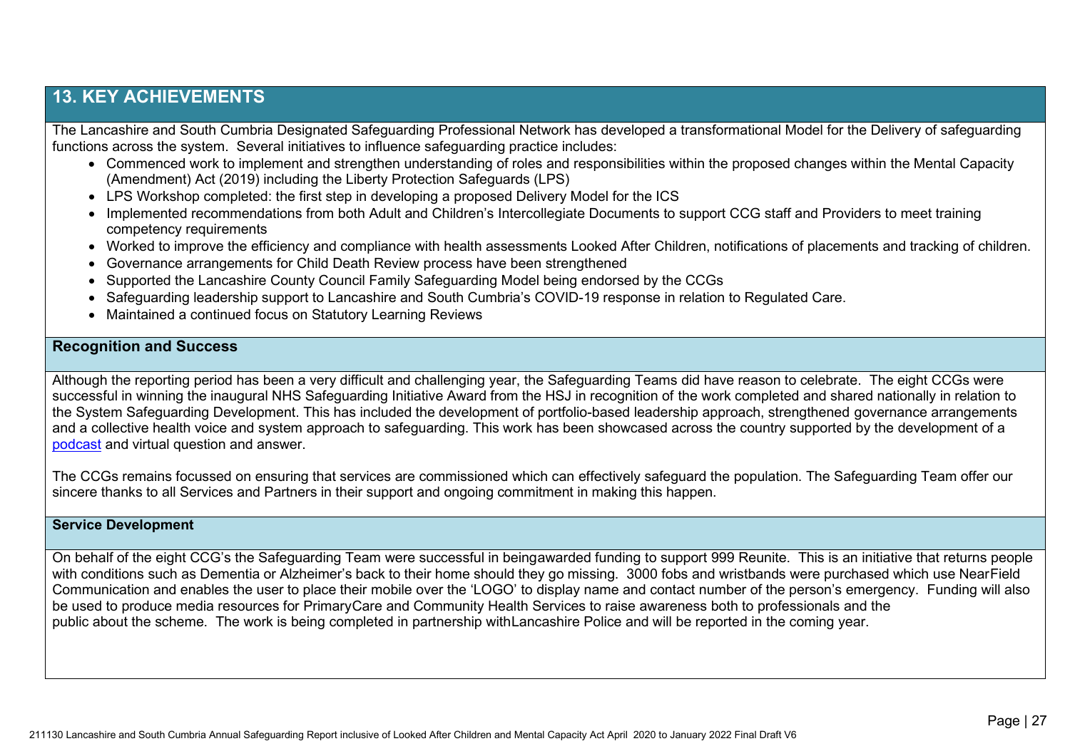## 13. KEY ACHIEVEMENTS

The Lancashire and South Cumbria Designated Safeguarding Professional Network has developed a transformational Model for the Delivery of safeguarding functions across the system. Several initiatives to influence safeguarding practice includes:

- Commenced work to implement and strengthen understanding of roles and responsibilities within the proposed changes within the Mental Capacity (Amendment) Act (2019) including the Liberty Protection Safeguards (LPS)
- LPS Workshop completed: the first step in developing a proposed Delivery Model for the ICS
- Implemented recommendations from both Adult and Children's Intercollegiate Documents to support CCG staff and Providers to meet training competency requirements
- Worked to improve the efficiency and compliance with health assessments Looked After Children, notifications of placements and tracking of children.
- Governance arrangements for Child Death Review process have been strengthened
- Supported the Lancashire County Council Family Safeguarding Model being endorsed by the CCGs
- Safeguarding leadership support to Lancashire and South Cumbria's COVID-19 response in relation to Regulated Care.
- Maintained a continued focus on Statutory Learning Reviews

### Recognition and Success

Although the reporting period has been a very difficult and challenging year, the Safeguarding Teams did have reason to celebrate. The eight CCGs were successful in winning the inaugural NHS Safeguarding Initiative Award from the HSJ in recognition of the work completed and shared nationally in relation to the System Safeguarding Development. This has included the development of portfolio-based leadership approach, strengthened governance arrangements and a collective health voice and system approach to safeguarding. This work has been showcased across the country supported by the development of a podcast and virtual question and answer.

The CCGs remains focussed on ensuring that services are commissioned which can effectively safeguard the population. The Safeguarding Team offer our sincere thanks to all Services and Partners in their support and ongoing commitment in making this happen.

### Service Development

On behalf of the eight CCG's the Safeguarding Team were successful in beingawarded funding to support 999 Reunite. This is an initiative that returns people with conditions such as Dementia or Alzheimer's back to their home should they go missing. 3000 fobs and wristbands were purchased which use NearField Communication and enables the user to place their mobile over the 'LOGO' to display name and contact number of the person's emergency. Funding will also be used to produce media resources for PrimaryCare and Community Health Services to raise awareness both to professionals and the public about the scheme. The work is being completed in partnership withLancashire Police and will be reported in the coming year.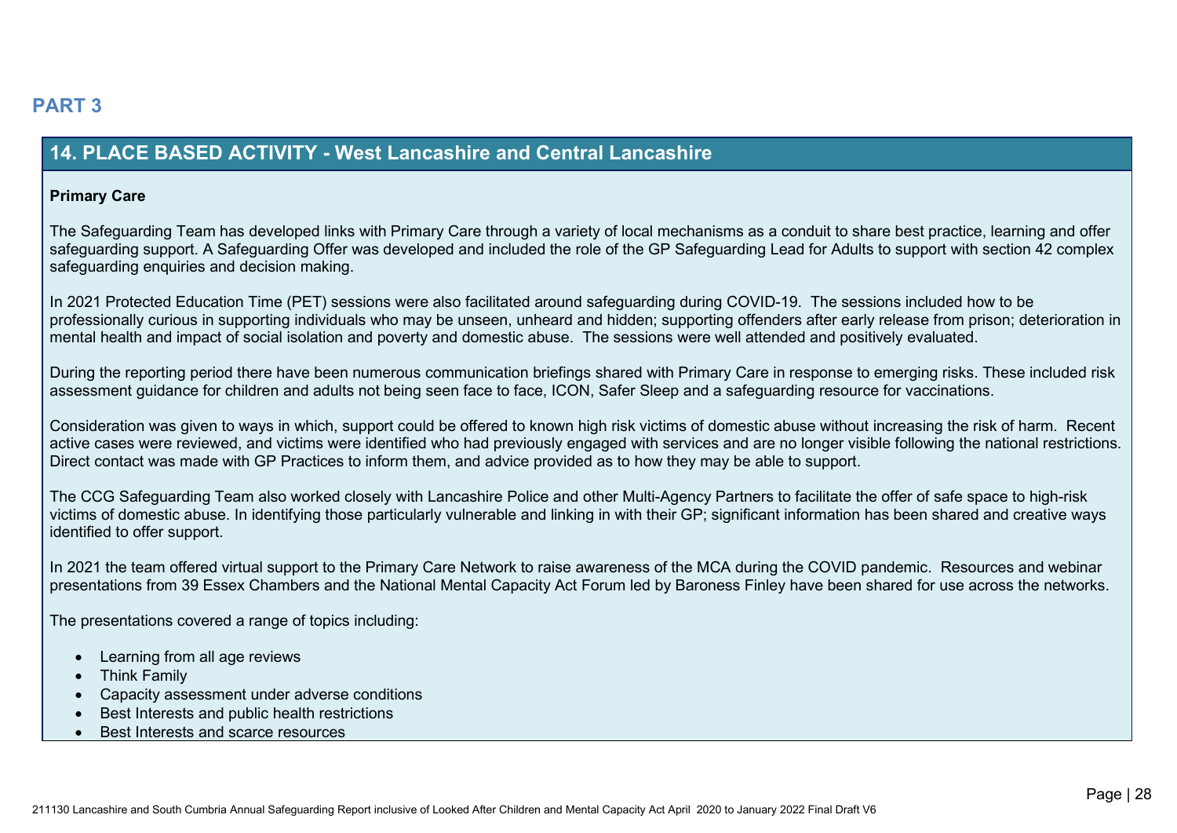## PART 3

## 14. PLACE BASED ACTIVITY - West Lancashire and Central Lancashire

**Primary Care**

The Safeguarding Team has developed links with Primary Care through a variety of local mechanisms as a conduit to share best practice, learning and offer safeguarding support. A Safeguarding Offer was developed and included the role of the GP Safeguarding Lead for Adults to support with section 42 complex safeguarding enquiries and decision making.

In 2021 Protected Education Time (PET) sessions were also facilitated around safeguarding during COVID-19. The sessions included how to be professionally curious in supporting individuals who may be unseen, unheard and hidden; supporting offenders after early release from prison; deterioration in mental health and impact of social isolation and poverty and domestic abuse. The sessions were well attended and positively evaluated.

During the reporting period there have been numerous communication briefings shared with Primary Care in response to emerging risks. These included risk assessment guidance for children and adults not being seen face to face, ICON, Safer Sleep and a safeguarding resource for vaccinations.

Consideration was given to ways in which, support could be offered to known high risk victims of domestic abuse without increasing the risk of harm. Recent active cases were reviewed, and victims were identified who had previously engaged with services and are no longer visible following the national restrictions. Direct contact was made with GP Practices to inform them, and advice provided as to how they may be able to support.

The CCG Safeguarding Team also worked closely with Lancashire Police and other Multi-Agency Partners to facilitate the offer of safe space to high-risk victims of domestic abuse. In identifying those particularly vulnerable and linking in with their GP; significant information has been shared and creative ways identified to offer support.

In 2021 the team offered virtual support to the Primary Care Network to raise awareness of the MCA during the COVID pandemic. Resources and webinar presentations from 39 Essex Chambers and the National Mental Capacity Act Forum led by Baroness Finley have been shared for use across the networks.

The presentations covered a range of topics including:

- Learning from all age reviews
- Think Family
- Capacity assessment under adverse conditions
- Best Interests and public health restrictions
- Best Interests and scarce resources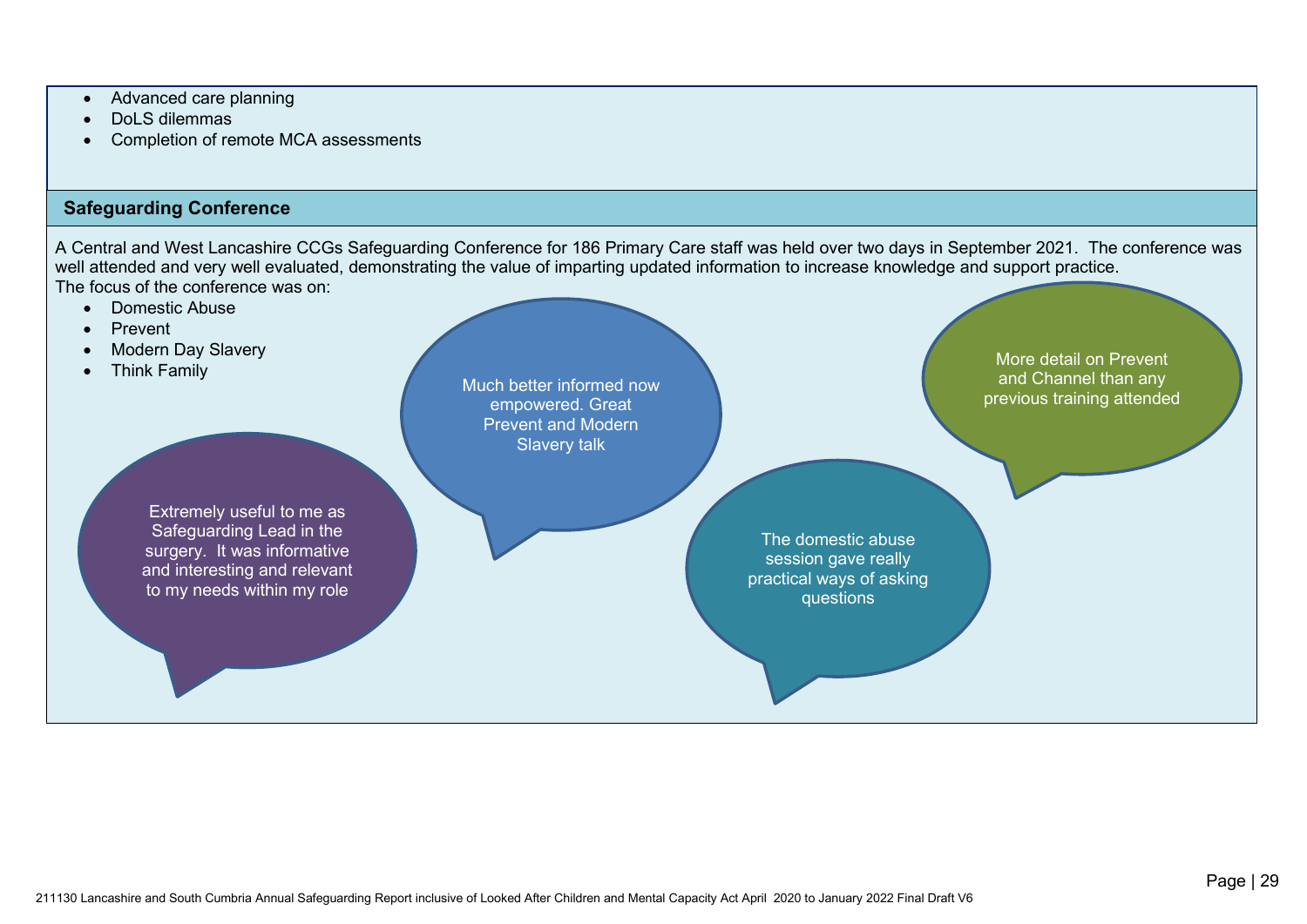- Advanced care planning
- DoLS dilemmas
- Completion of remote MCA assessments

## Safeguarding Conference

A Central and West Lancashire CCGs Safeguarding Conference for 186 Primary Care staff was held over two days in September 2021. The conference was well attended and very well evaluated, demonstrating the value of imparting updated information to increase knowledge and support practice.
The focus of the conference was on:

- Domestic Abuse
- Prevent
- Modern Day Slavery
- Think Family

Much better informed now empowered. Great Prevent and Modern Slavery talk

More detail on Prevent and Channel than any previous training attended

Extremely useful to me as Safeguarding Lead in the surgery. It was informative and interesting and relevant to my needs within my role

The domestic abuse session gave really practical ways of asking questions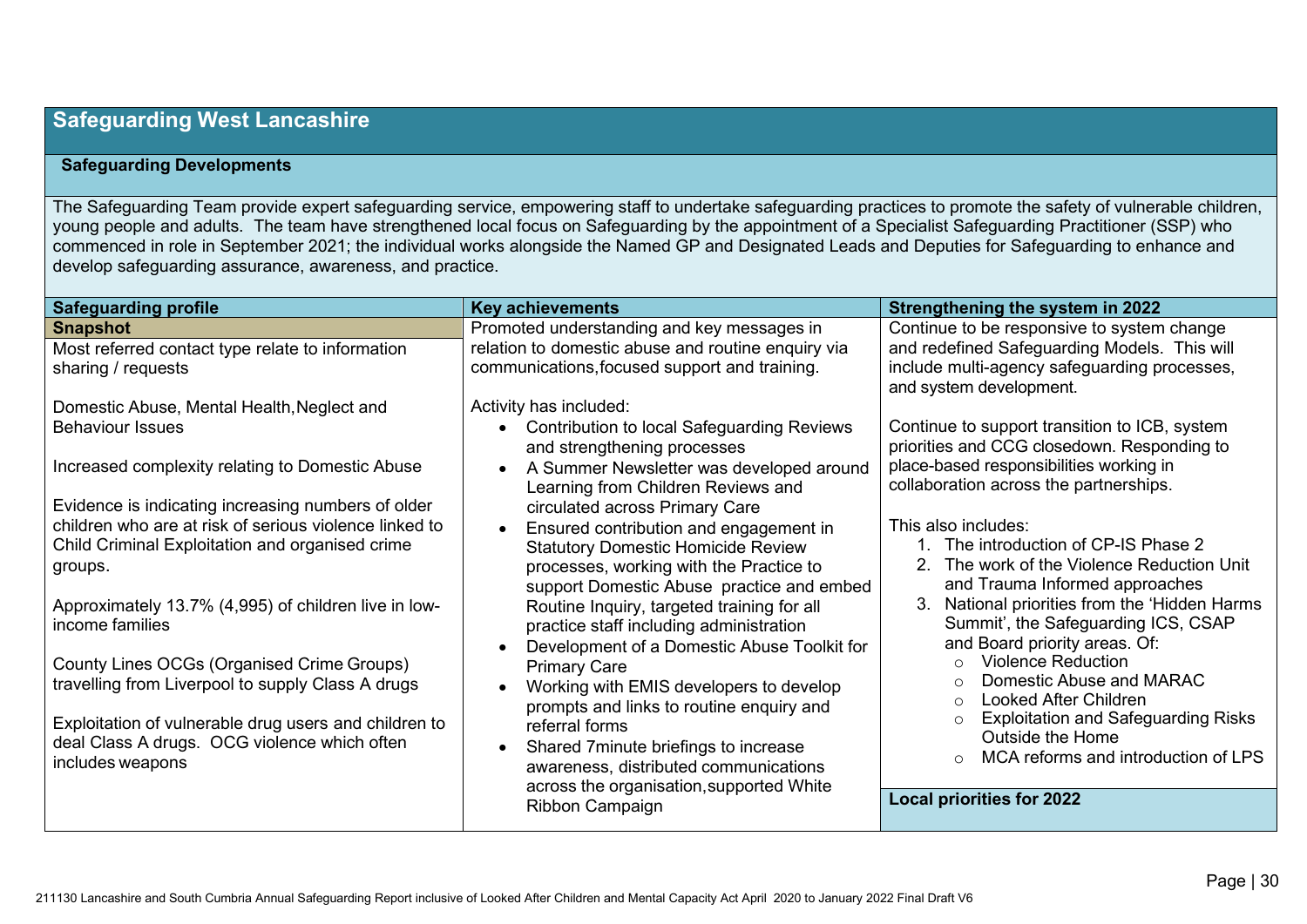# Safeguarding West Lancashire

## Safeguarding Developments

The Safeguarding Team provide expert safeguarding service, empowering staff to undertake safeguarding practices to promote the safety of vulnerable children, young people and adults. The team have strengthened local focus on Safeguarding by the appointment of a Specialist Safeguarding Practitioner (SSP) who commenced in role in September 2021; the individual works alongside the Named GP and Designated Leads and Deputies for Safeguarding to enhance and develop safeguarding assurance, awareness, and practice.

| Safeguarding profile | Key achievements | Strengthening the system in 2022 |
|---|---|---|
| **Snapshot**<br><br>Most referred contact type relate to information sharing / requests<br><br>Domestic Abuse, Mental Health, Neglect and Behaviour Issues<br><br>Increased complexity relating to Domestic Abuse<br><br>Evidence is indicating increasing numbers of older children who are at risk of serious violence linked to Child Criminal Exploitation and organised crime groups.<br><br>Approximately 13.7% (4,995) of children live in low-income families<br><br>County Lines OCGs (Organised Crime Groups) travelling from Liverpool to supply Class A drugs<br><br>Exploitation of vulnerable drug users and children to deal Class A drugs. OCG violence which often includes weapons | Promoted understanding and key messages in relation to domestic abuse and routine enquiry via communications, focused support and training.<br><br>Activity has included:<br>• Contribution to local Safeguarding Reviews and strengthening processes<br>• A Summer Newsletter was developed around Learning from Children Reviews and circulated across Primary Care<br>• Ensured contribution and engagement in Statutory Domestic Homicide Review processes, working with the Practice to support Domestic Abuse practice and embed Routine Inquiry, targeted training for all practice staff including administration<br>• Development of a Domestic Abuse Toolkit for Primary Care<br>• Working with EMIS developers to develop prompts and links to routine enquiry and referral forms<br>• Shared 7minute briefings to increase awareness, distributed communications across the organisation, supported White Ribbon Campaign | Continue to be responsive to system change and redefined Safeguarding Models. This will include multi-agency safeguarding processes, and system development.<br><br>Continue to support transition to ICB, system priorities and CCG closedown. Responding to place-based responsibilities working in collaboration across the partnerships.<br><br>This also includes:<br>1. The introduction of CP-IS Phase 2<br>2. The work of the Violence Reduction Unit and Trauma Informed approaches<br>3. National priorities from the 'Hidden Harms Summit', the Safeguarding ICS, CSAP and Board priority areas. Of:<br>○ Violence Reduction<br>○ Domestic Abuse and MARAC<br>○ Looked After Children<br>○ Exploitation and Safeguarding Risks Outside the Home<br>○ MCA reforms and introduction of LPS<br><br>**Local priorities for 2022** |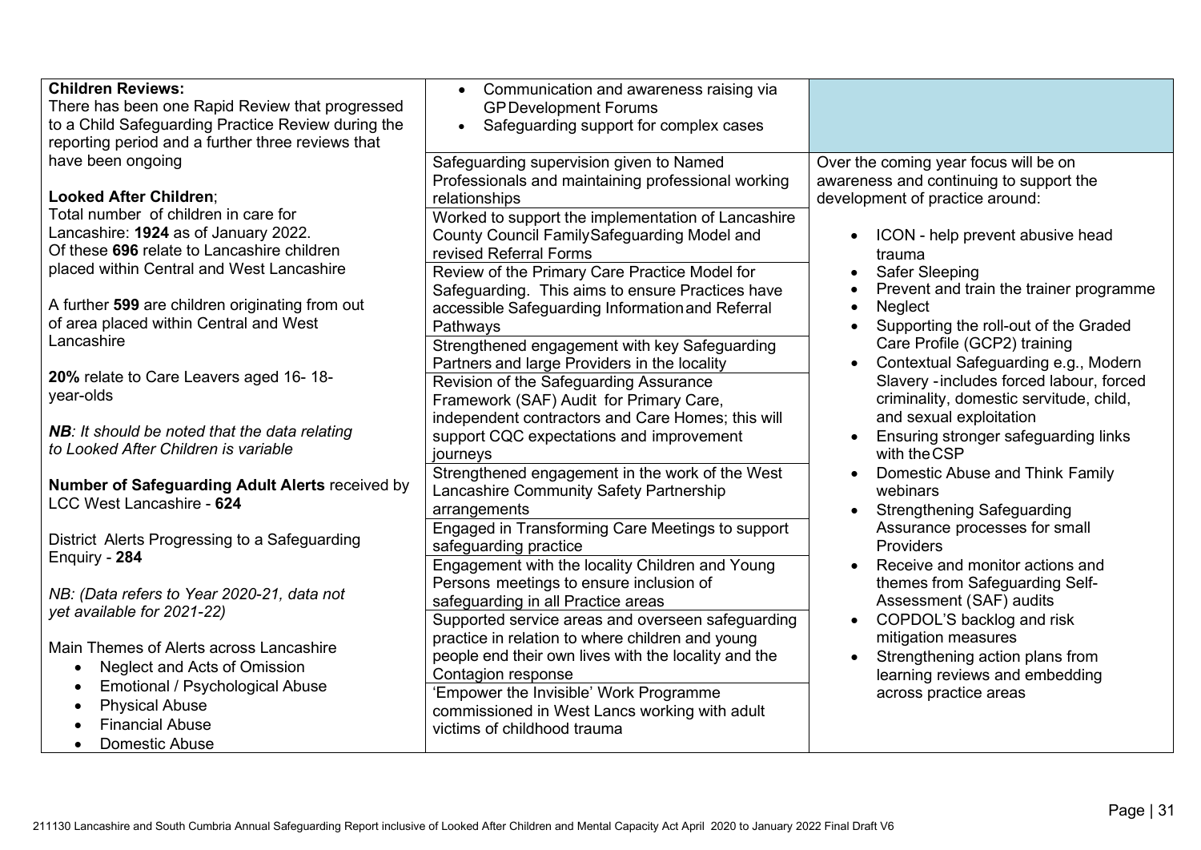| | | |
|---|---|---|
| **Children Reviews:**<br>There has been one Rapid Review that progressed to a Child Safeguarding Practice Review during the reporting period and a further three reviews that have been ongoing<br><br>**Looked After Children**;<br>Total number of children in care for Lancashire: **1924** as of January 2022.<br>Of these **696** relate to Lancashire children placed within Central and West Lancashire<br><br>A further **599** are children originating from out of area placed within Central and West Lancashire<br><br>**20%** relate to Care Leavers aged 16- 18-year-olds<br><br>***NB**: It should be noted that the data relating to Looked After Children is variable*<br><br>**Number of Safeguarding Adult Alerts** received by LCC West Lancashire - **624**<br><br>District Alerts Progressing to a Safeguarding Enquiry - **284**<br><br>*NB: (Data refers to Year 2020-21, data not yet available for 2021-22)*<br><br>Main Themes of Alerts across Lancashire<br>• Neglect and Acts of Omission<br>• Emotional / Psychological Abuse<br>• Physical Abuse<br>• Financial Abuse<br>• Domestic Abuse | • Communication and awareness raising via GP Development Forums<br>• Safeguarding support for complex cases<br><br>Safeguarding supervision given to Named Professionals and maintaining professional working relationships<br><br>Worked to support the implementation of Lancashire County Council Family Safeguarding Model and revised Referral Forms<br><br>Review of the Primary Care Practice Model for Safeguarding. This aims to ensure Practices have accessible Safeguarding Information and Referral Pathways<br><br>Strengthened engagement with key Safeguarding Partners and large Providers in the locality<br><br>Revision of the Safeguarding Assurance Framework (SAF) Audit for Primary Care, independent contractors and Care Homes; this will support CQC expectations and improvement journeys<br><br>Strengthened engagement in the work of the West Lancashire Community Safety Partnership arrangements<br><br>Engaged in Transforming Care Meetings to support safeguarding practice<br><br>Engagement with the locality Children and Young Persons meetings to ensure inclusion of safeguarding in all Practice areas<br><br>Supported service areas and overseen safeguarding practice in relation to where children and young people end their own lives with the locality and the Contagion response<br><br>'Empower the Invisible' Work Programme commissioned in West Lancs working with adult victims of childhood trauma | Over the coming year focus will be on awareness and continuing to support the development of practice around:<br><br>• ICON - help prevent abusive head trauma<br>• Safer Sleeping<br>• Prevent and train the trainer programme<br>• Neglect<br>• Supporting the roll-out of the Graded Care Profile (GCP2) training<br>• Contextual Safeguarding e.g., Modern Slavery - includes forced labour, forced criminality, domestic servitude, child, and sexual exploitation<br>• Ensuring stronger safeguarding links with the CSP<br>• Domestic Abuse and Think Family webinars<br>• Strengthening Safeguarding Assurance processes for small Providers<br>• Receive and monitor actions and themes from Safeguarding Self-Assessment (SAF) audits<br>• COPDOL'S backlog and risk mitigation measures<br>• Strengthening action plans from learning reviews and embedding across practice areas |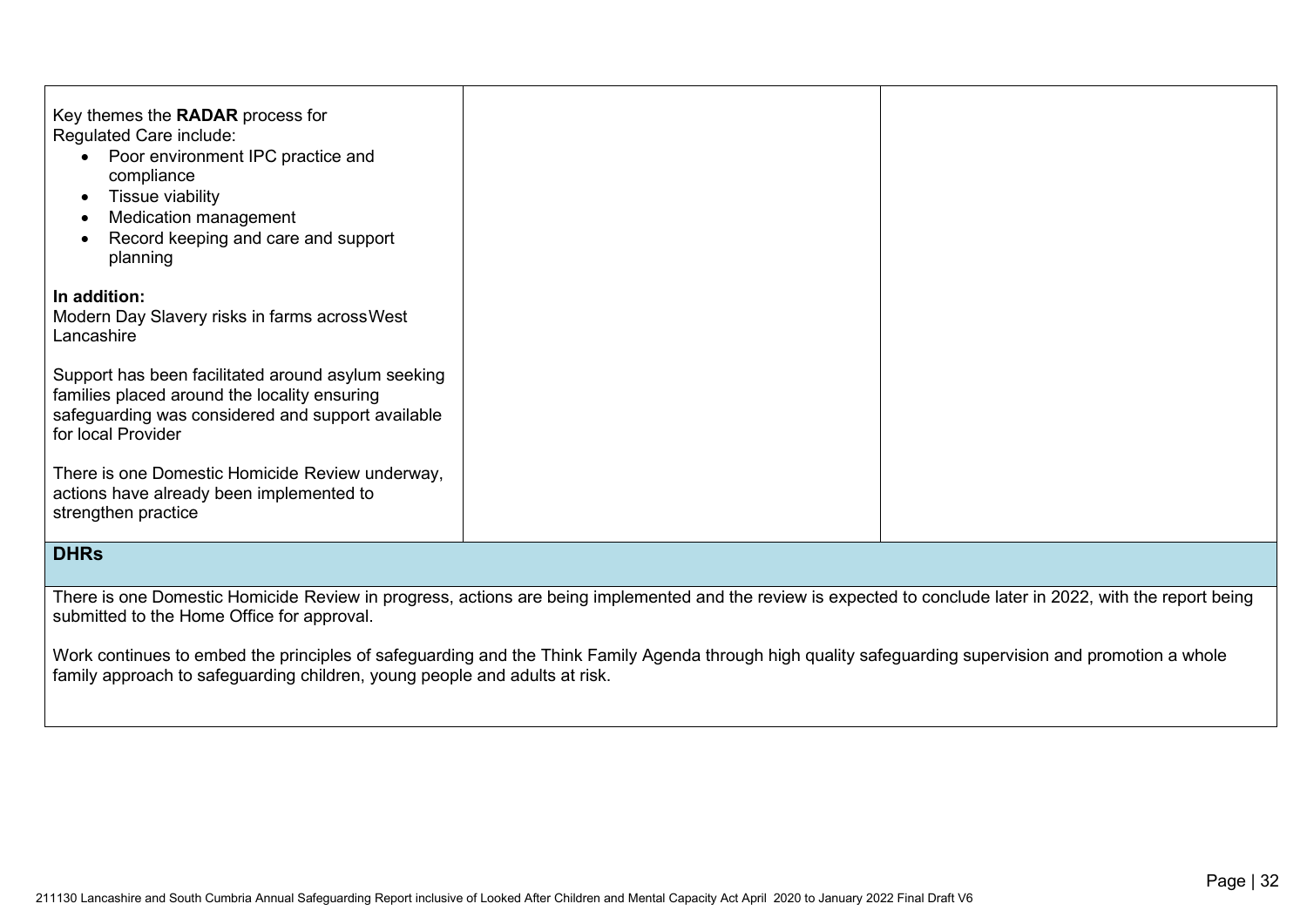| | | |
|---|---|---|
| Key themes the **RADAR** process for Regulated Care include:<br>• Poor environment IPC practice and compliance<br>• Tissue viability<br>• Medication management<br>• Record keeping and care and support planning<br><br>**In addition:**<br>Modern Day Slavery risks in farms across West Lancashire<br><br>Support has been facilitated around asylum seeking families placed around the locality ensuring safeguarding was considered and support available for local Provider<br><br>There is one Domestic Homicide Review underway, actions have already been implemented to strengthen practice | | |

**DHRs**

There is one Domestic Homicide Review in progress, actions are being implemented and the review is expected to conclude later in 2022, with the report being submitted to the Home Office for approval.

Work continues to embed the principles of safeguarding and the Think Family Agenda through high quality safeguarding supervision and promotion a whole family approach to safeguarding children, young people and adults at risk.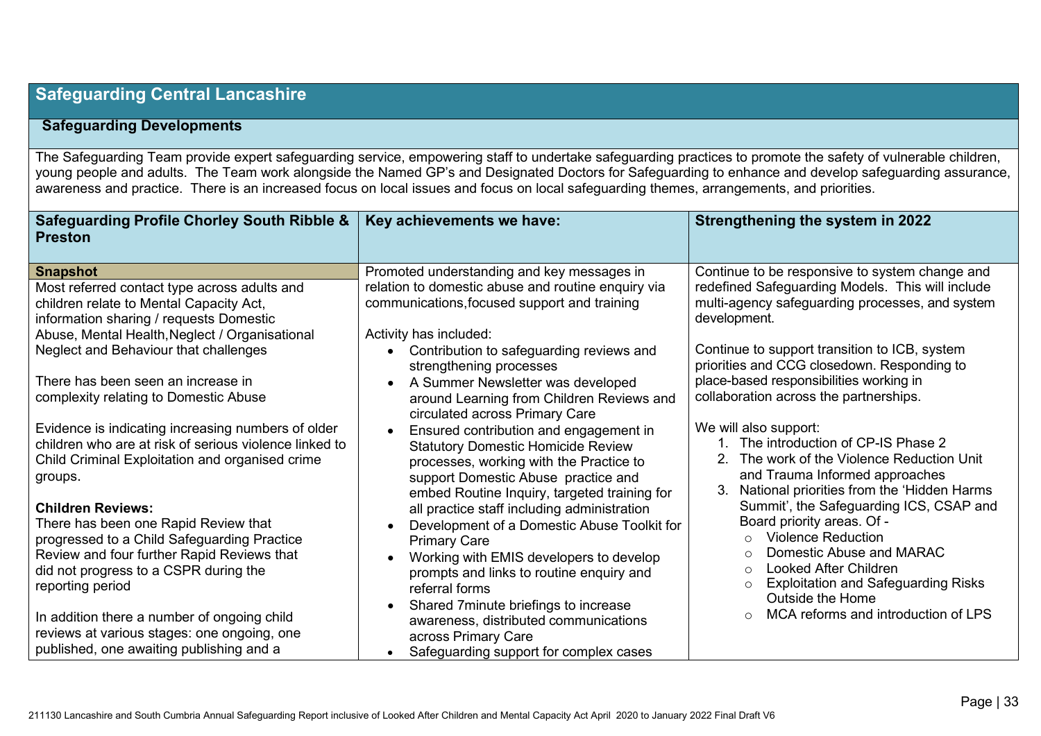## Safeguarding Central Lancashire

### Safeguarding Developments

The Safeguarding Team provide expert safeguarding service, empowering staff to undertake safeguarding practices to promote the safety of vulnerable children, young people and adults. The Team work alongside the Named GP's and Designated Doctors for Safeguarding to enhance and develop safeguarding assurance, awareness and practice. There is an increased focus on local issues and focus on local safeguarding themes, arrangements, and priorities.

| Safeguarding Profile Chorley South Ribble & Preston | Key achievements we have: | Strengthening the system in 2022 |
|---|---|---|
| **Snapshot**<br>Most referred contact type across adults and children relate to Mental Capacity Act, information sharing / requests Domestic Abuse, Mental Health,Neglect / Organisational Neglect and Behaviour that challenges<br><br>There has been seen an increase in complexity relating to Domestic Abuse<br><br>Evidence is indicating increasing numbers of older children who are at risk of serious violence linked to Child Criminal Exploitation and organised crime groups.<br><br>**Children Reviews:**<br>There has been one Rapid Review that progressed to a Child Safeguarding Practice Review and four further Rapid Reviews that did not progress to a CSPR during the reporting period<br><br>In addition there a number of ongoing child reviews at various stages: one ongoing, one published, one awaiting publishing and a | Promoted understanding and key messages in relation to domestic abuse and routine enquiry via communications,focused support and training<br><br>Activity has included:<br>• Contribution to safeguarding reviews and strengthening processes<br>• A Summer Newsletter was developed around Learning from Children Reviews and circulated across Primary Care<br>• Ensured contribution and engagement in Statutory Domestic Homicide Review processes, working with the Practice to support Domestic Abuse practice and embed Routine Inquiry, targeted training for all practice staff including administration<br>• Development of a Domestic Abuse Toolkit for Primary Care<br>• Working with EMIS developers to develop prompts and links to routine enquiry and referral forms<br>• Shared 7minute briefings to increase awareness, distributed communications across Primary Care<br>• Safeguarding support for complex cases | Continue to be responsive to system change and redefined Safeguarding Models. This will include multi-agency safeguarding processes, and system development.<br><br>Continue to support transition to ICB, system priorities and CCG closedown. Responding to place-based responsibilities working in collaboration across the partnerships.<br><br>We will also support:<br>1. The introduction of CP-IS Phase 2<br>2. The work of the Violence Reduction Unit and Trauma Informed approaches<br>3. National priorities from the 'Hidden Harms Summit', the Safeguarding ICS, CSAP and Board priority areas. Of -<br>○ Violence Reduction<br>○ Domestic Abuse and MARAC<br>○ Looked After Children<br>○ Exploitation and Safeguarding Risks Outside the Home<br>○ MCA reforms and introduction of LPS |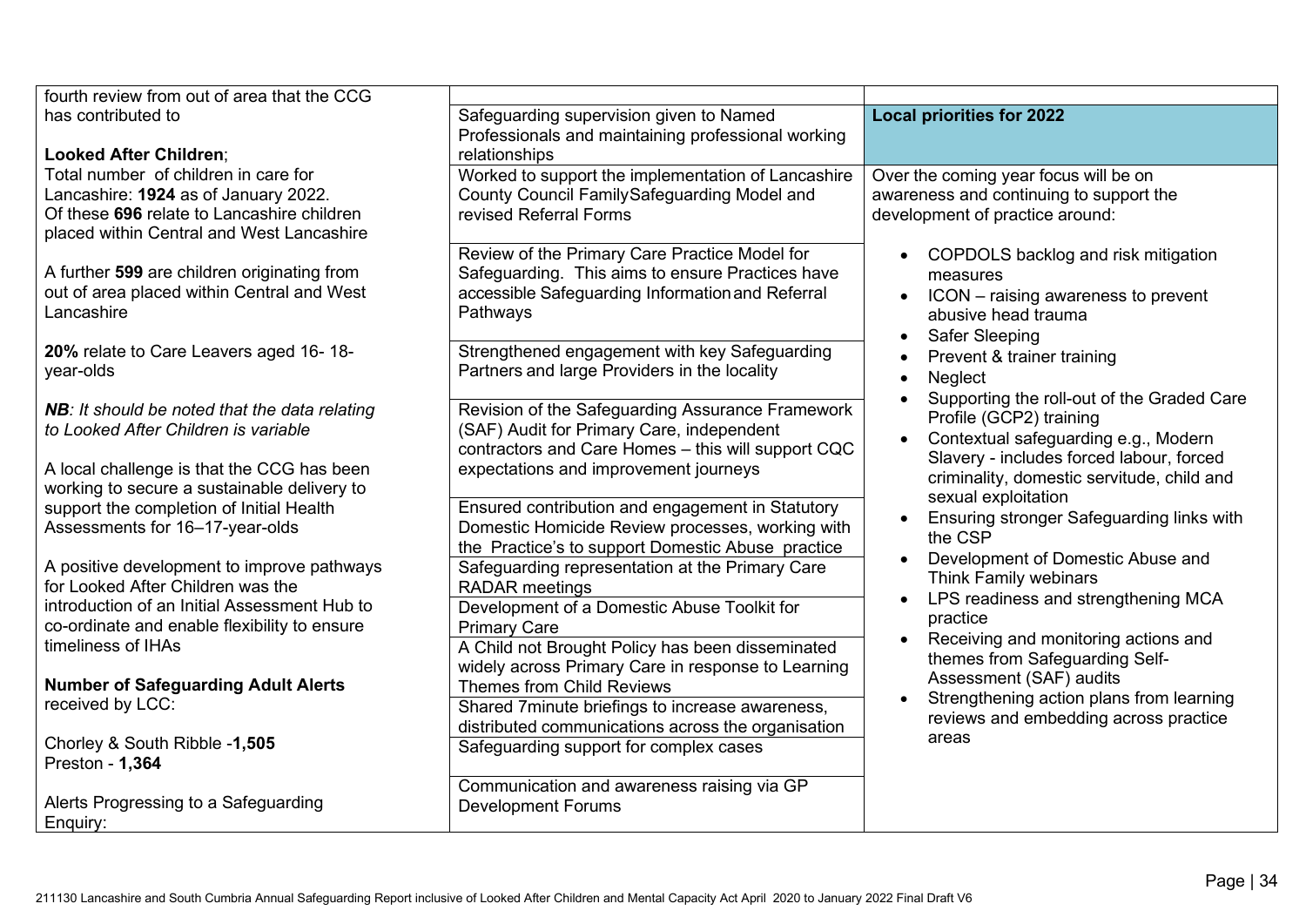| | | |
|---|---|---|
| fourth review from out of area that the CCG has contributed to<br><br>**Looked After Children**;<br>Total number of children in care for Lancashire: **1924** as of January 2022.<br>Of these **696** relate to Lancashire children placed within Central and West Lancashire<br><br>A further **599** are children originating from out of area placed within Central and West Lancashire<br><br>**20%** relate to Care Leavers aged 16- 18-year-olds<br><br>***NB**: It should be noted that the data relating to Looked After Children is variable*<br><br>A local challenge is that the CCG has been working to secure a sustainable delivery to support the completion of Initial Health Assessments for 16–17-year-olds<br><br>A positive development to improve pathways for Looked After Children was the introduction of an Initial Assessment Hub to co-ordinate and enable flexibility to ensure timeliness of IHAs<br><br>**Number of Safeguarding Adult Alerts** received by LCC:<br><br>Chorley & South Ribble -**1,505**<br>Preston - **1,364**<br><br>Alerts Progressing to a Safeguarding Enquiry: | Safeguarding supervision given to Named Professionals and maintaining professional working relationships<br><br>Worked to support the implementation of Lancashire County Council FamilySafeguarding Model and revised Referral Forms<br><br>Review of the Primary Care Practice Model for Safeguarding. This aims to ensure Practices have accessible Safeguarding Information and Referral Pathways<br><br>Strengthened engagement with key Safeguarding Partners and large Providers in the locality<br><br>Revision of the Safeguarding Assurance Framework (SAF) Audit for Primary Care, independent contractors and Care Homes – this will support CQC expectations and improvement journeys<br><br>Ensured contribution and engagement in Statutory Domestic Homicide Review processes, working with the Practice's to support Domestic Abuse practice<br><br>Safeguarding representation at the Primary Care RADAR meetings<br><br>Development of a Domestic Abuse Toolkit for Primary Care<br><br>A Child not Brought Policy has been disseminated widely across Primary Care in response to Learning Themes from Child Reviews<br><br>Shared 7minute briefings to increase awareness, distributed communications across the organisation<br><br>Safeguarding support for complex cases<br><br>Communication and awareness raising via GP Development Forums | **Local priorities for 2022**<br><br>Over the coming year focus will be on awareness and continuing to support the development of practice around:<br><br>• COPDOLS backlog and risk mitigation measures<br>• ICON – raising awareness to prevent abusive head trauma<br>• Safer Sleeping<br>• Prevent & trainer training<br>• Neglect<br>• Supporting the roll-out of the Graded Care Profile (GCP2) training<br>• Contextual safeguarding e.g., Modern Slavery - includes forced labour, forced criminality, domestic servitude, child and sexual exploitation<br>• Ensuring stronger Safeguarding links with the CSP<br>• Development of Domestic Abuse and Think Family webinars<br>• LPS readiness and strengthening MCA practice<br>• Receiving and monitoring actions and themes from Safeguarding Self-Assessment (SAF) audits<br>• Strengthening action plans from learning reviews and embedding across practice areas |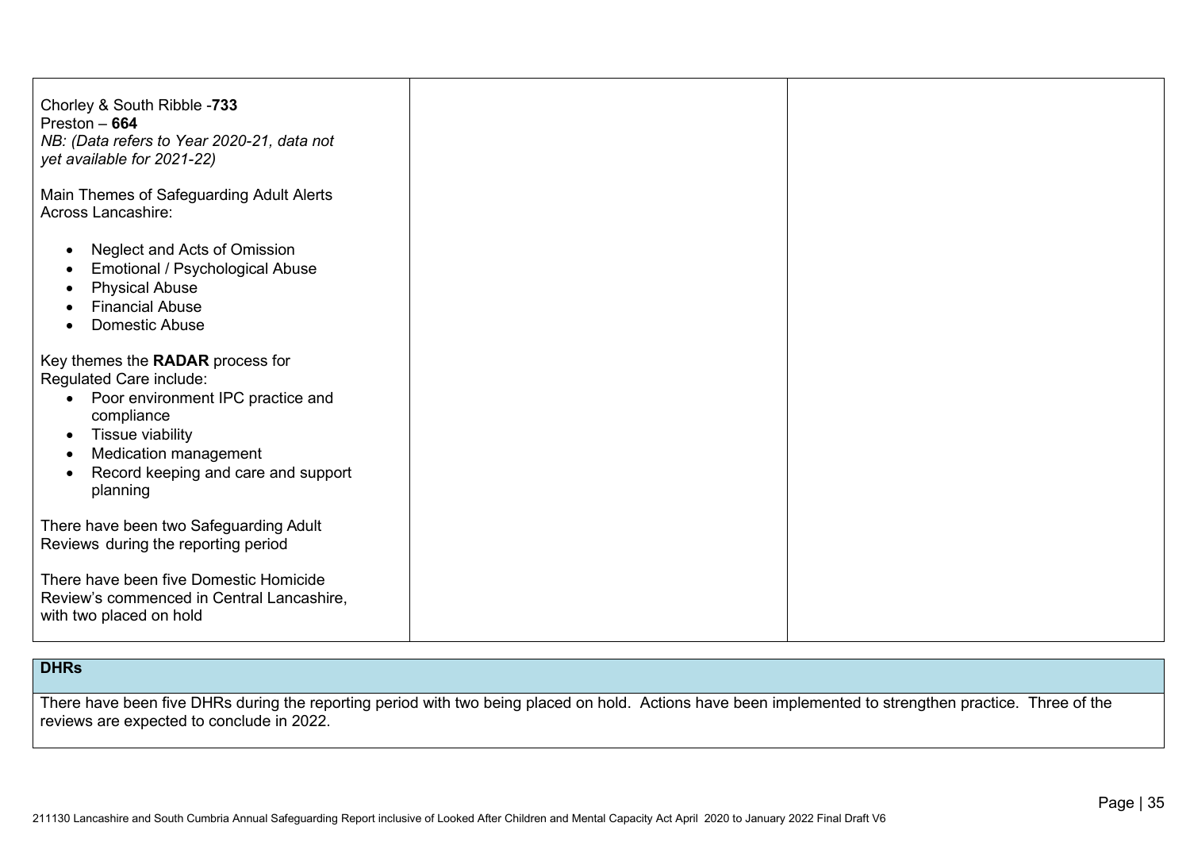| | | |
|---|---|---|
| Chorley & South Ribble -**733**<br>Preston – **664**<br>*NB: (Data refers to Year 2020-21, data not yet available for 2021-22)*<br><br>Main Themes of Safeguarding Adult Alerts Across Lancashire:<br><br>• Neglect and Acts of Omission<br>• Emotional / Psychological Abuse<br>• Physical Abuse<br>• Financial Abuse<br>• Domestic Abuse<br><br>Key themes the **RADAR** process for Regulated Care include:<br>• Poor environment IPC practice and compliance<br>• Tissue viability<br>• Medication management<br>• Record keeping and care and support planning<br><br>There have been two Safeguarding Adult Reviews during the reporting period<br><br>There have been five Domestic Homicide Review's commenced in Central Lancashire, with two placed on hold | | |

| **DHRs** |
|---|
| There have been five DHRs during the reporting period with two being placed on hold. Actions have been implemented to strengthen practice. Three of the reviews are expected to conclude in 2022. |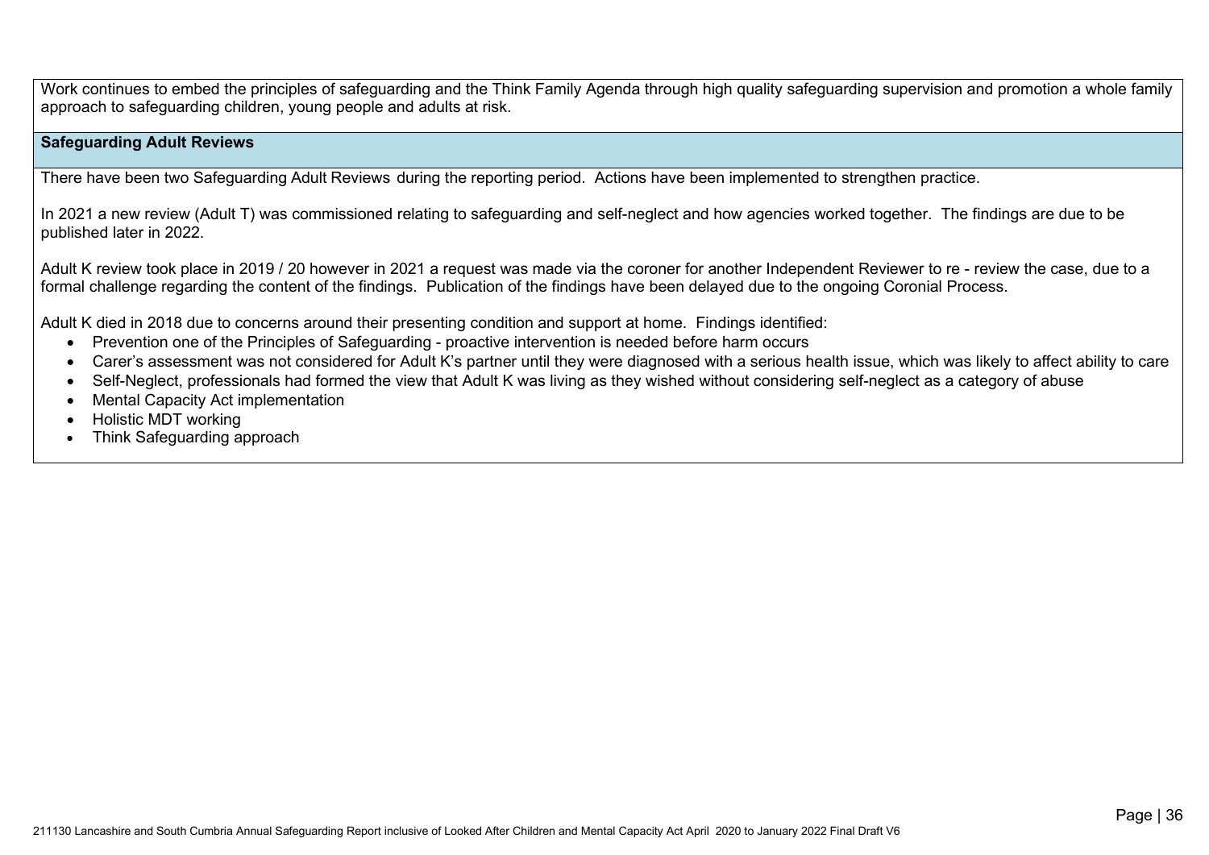Work continues to embed the principles of safeguarding and the Think Family Agenda through high quality safeguarding supervision and promotion a whole family approach to safeguarding children, young people and adults at risk.

### Safeguarding Adult Reviews

There have been two Safeguarding Adult Reviews during the reporting period. Actions have been implemented to strengthen practice.

In 2021 a new review (Adult T) was commissioned relating to safeguarding and self-neglect and how agencies worked together. The findings are due to be published later in 2022.

Adult K review took place in 2019 / 20 however in 2021 a request was made via the coroner for another Independent Reviewer to re - review the case, due to a formal challenge regarding the content of the findings. Publication of the findings have been delayed due to the ongoing Coronial Process.

Adult K died in 2018 due to concerns around their presenting condition and support at home. Findings identified:

- Prevention one of the Principles of Safeguarding - proactive intervention is needed before harm occurs
- Carer's assessment was not considered for Adult K's partner until they were diagnosed with a serious health issue, which was likely to affect ability to care
- Self-Neglect, professionals had formed the view that Adult K was living as they wished without considering self-neglect as a category of abuse
- Mental Capacity Act implementation
- Holistic MDT working
- Think Safeguarding approach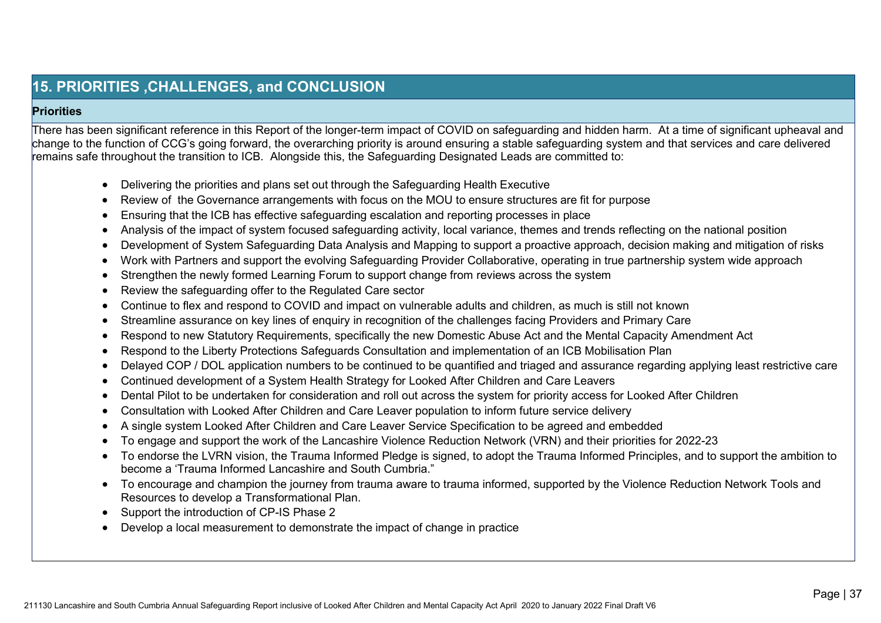## 15. PRIORITIES ,CHALLENGES, and CONCLUSION

### Priorities

There has been significant reference in this Report of the longer-term impact of COVID on safeguarding and hidden harm. At a time of significant upheaval and change to the function of CCG's going forward, the overarching priority is around ensuring a stable safeguarding system and that services and care delivered remains safe throughout the transition to ICB. Alongside this, the Safeguarding Designated Leads are committed to:

- Delivering the priorities and plans set out through the Safeguarding Health Executive
- Review of the Governance arrangements with focus on the MOU to ensure structures are fit for purpose
- Ensuring that the ICB has effective safeguarding escalation and reporting processes in place
- Analysis of the impact of system focused safeguarding activity, local variance, themes and trends reflecting on the national position
- Development of System Safeguarding Data Analysis and Mapping to support a proactive approach, decision making and mitigation of risks
- Work with Partners and support the evolving Safeguarding Provider Collaborative, operating in true partnership system wide approach
- Strengthen the newly formed Learning Forum to support change from reviews across the system
- Review the safeguarding offer to the Regulated Care sector
- Continue to flex and respond to COVID and impact on vulnerable adults and children, as much is still not known
- Streamline assurance on key lines of enquiry in recognition of the challenges facing Providers and Primary Care
- Respond to new Statutory Requirements, specifically the new Domestic Abuse Act and the Mental Capacity Amendment Act
- Respond to the Liberty Protections Safeguards Consultation and implementation of an ICB Mobilisation Plan
- Delayed COP / DOL application numbers to be continued to be quantified and triaged and assurance regarding applying least restrictive care
- Continued development of a System Health Strategy for Looked After Children and Care Leavers
- Dental Pilot to be undertaken for consideration and roll out across the system for priority access for Looked After Children
- Consultation with Looked After Children and Care Leaver population to inform future service delivery
- A single system Looked After Children and Care Leaver Service Specification to be agreed and embedded
- To engage and support the work of the Lancashire Violence Reduction Network (VRN) and their priorities for 2022-23
- To endorse the LVRN vision, the Trauma Informed Pledge is signed, to adopt the Trauma Informed Principles, and to support the ambition to become a 'Trauma Informed Lancashire and South Cumbria."
- To encourage and champion the journey from trauma aware to trauma informed, supported by the Violence Reduction Network Tools and Resources to develop a Transformational Plan.
- Support the introduction of CP-IS Phase 2
- Develop a local measurement to demonstrate the impact of change in practice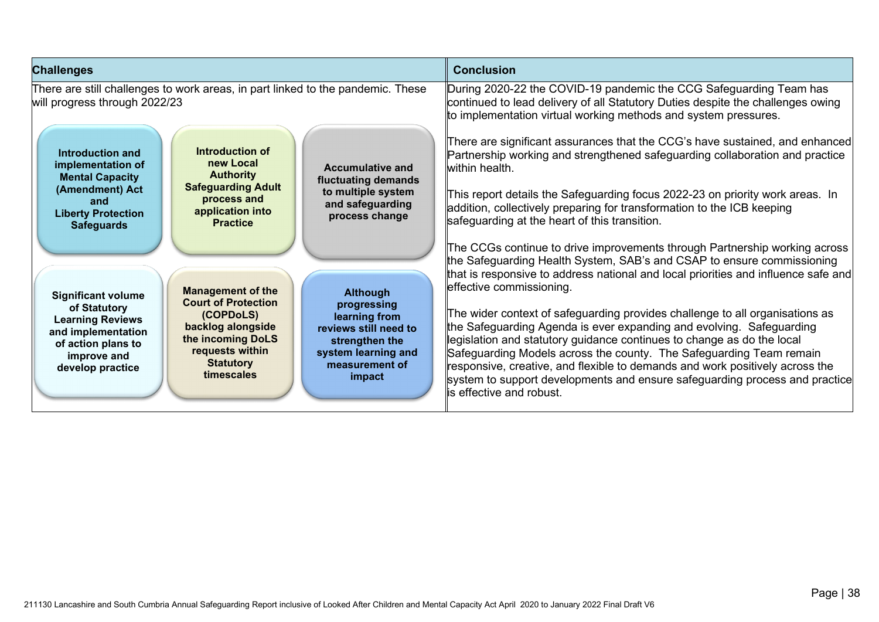## Challenges

There are still challenges to work areas, in part linked to the pandemic. These will progress through 2022/23

- **Introduction and implementation of Mental Capacity (Amendment) Act and Liberty Protection Safeguards**
- **Introduction of new Local Authority Safeguarding Adult process and application into Practice**
- **Accumulative and fluctuating demands to multiple system and safeguarding process change**
- **Significant volume of Statutory Learning Reviews and implementation of action plans to improve and develop practice**
- **Management of the Court of Protection (COPDoLS) backlog alongside the incoming DoLS requests within Statutory timescales**
- **Although progressing learning from reviews still need to strengthen the system learning and measurement of impact**

## Conclusion

During 2020-22 the COVID-19 pandemic the CCG Safeguarding Team has continued to lead delivery of all Statutory Duties despite the challenges owing to implementation virtual working methods and system pressures.

There are significant assurances that the CCG's have sustained, and enhanced Partnership working and strengthened safeguarding collaboration and practice within health.

This report details the Safeguarding focus 2022-23 on priority work areas. In addition, collectively preparing for transformation to the ICB keeping safeguarding at the heart of this transition.

The CCGs continue to drive improvements through Partnership working across the Safeguarding Health System, SAB's and CSAP to ensure commissioning that is responsive to address national and local priorities and influence safe and effective commissioning.

The wider context of safeguarding provides challenge to all organisations as the Safeguarding Agenda is ever expanding and evolving. Safeguarding legislation and statutory guidance continues to change as do the local Safeguarding Models across the county. The Safeguarding Team remain responsive, creative, and flexible to demands and work positively across the system to support developments and ensure safeguarding process and practice is effective and robust.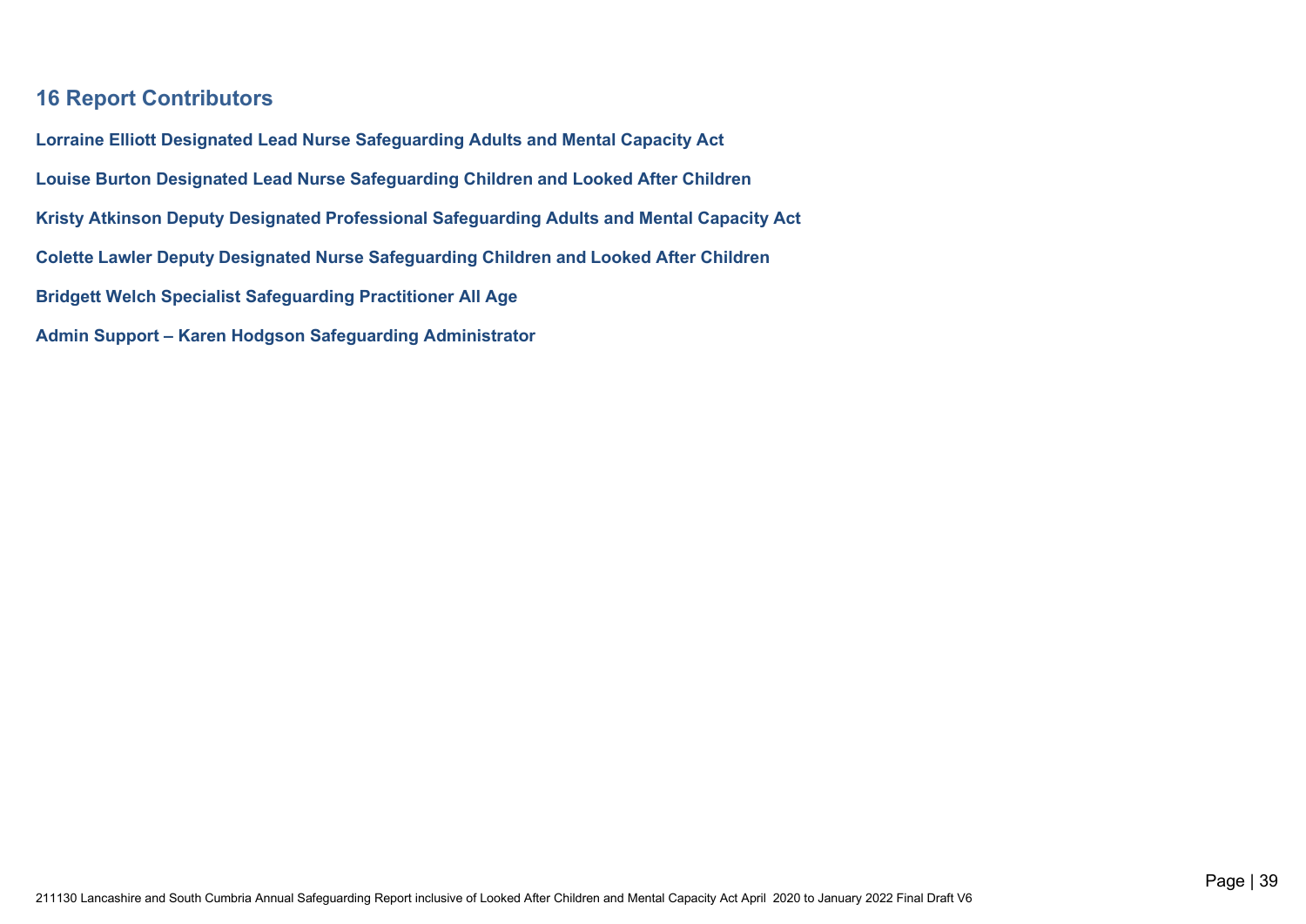## 16 Report Contributors

**Lorraine Elliott Designated Lead Nurse Safeguarding Adults and Mental Capacity Act**

**Louise Burton Designated Lead Nurse Safeguarding Children and Looked After Children**

**Kristy Atkinson Deputy Designated Professional Safeguarding Adults and Mental Capacity Act**

**Colette Lawler Deputy Designated Nurse Safeguarding Children and Looked After Children**

**Bridgett Welch Specialist Safeguarding Practitioner All Age**

**Admin Support – Karen Hodgson Safeguarding Administrator**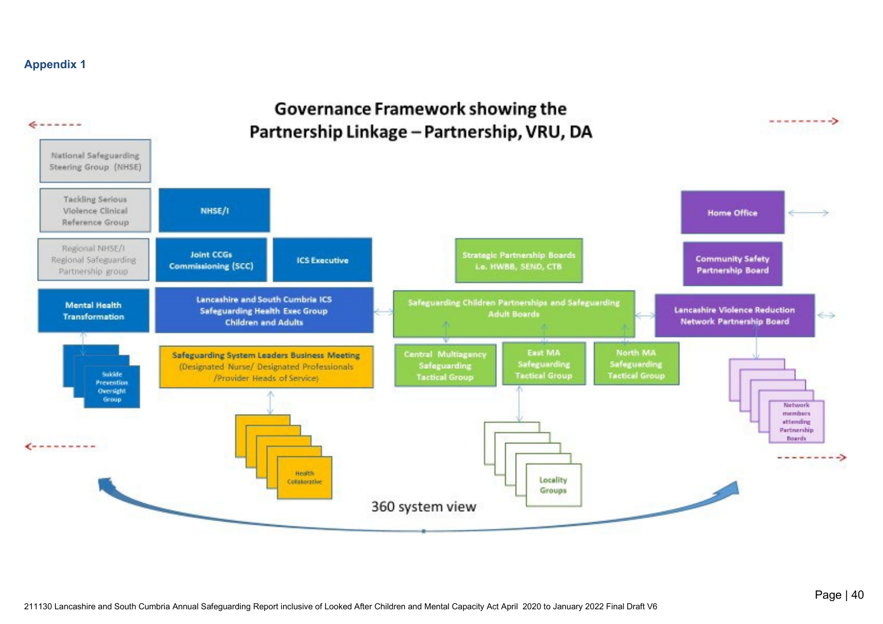## Appendix 1

# Governance Framework showing the Partnership Linkage – Partnership, VRU, DA

National Safeguarding Steering Group (NHSE)

Tackling Serious Violence Clinical Reference Group

Regional NHSE/I Regional Safeguarding Partnership group

Mental Health Transformation

Suicide Prevention Oversight Group

NHSE/I

Joint CCGs Commissioning (SCC)

ICS Executive

Lancashire and South Cumbria ICS Safeguarding Health Exec Group Children and Adults

Safeguarding System Leaders Business Meeting (Designated Nurse/ Designated Professionals /Provider Heads of Service)

Health Collaborative

Strategic Partnership Boards i.e. HWBB, SEND, CTB

Safeguarding Children Partnerships and Safeguarding Adult Boards

Central Multiagency Safeguarding Tactical Group

East MA Safeguarding Tactical Group

North MA Safeguarding Tactical Group

Locality Groups

Home Office

Community Safety Partnership Board

Lancashire Violence Reduction Network Partnership Board

Network members attending Partnership Boards

360 system view